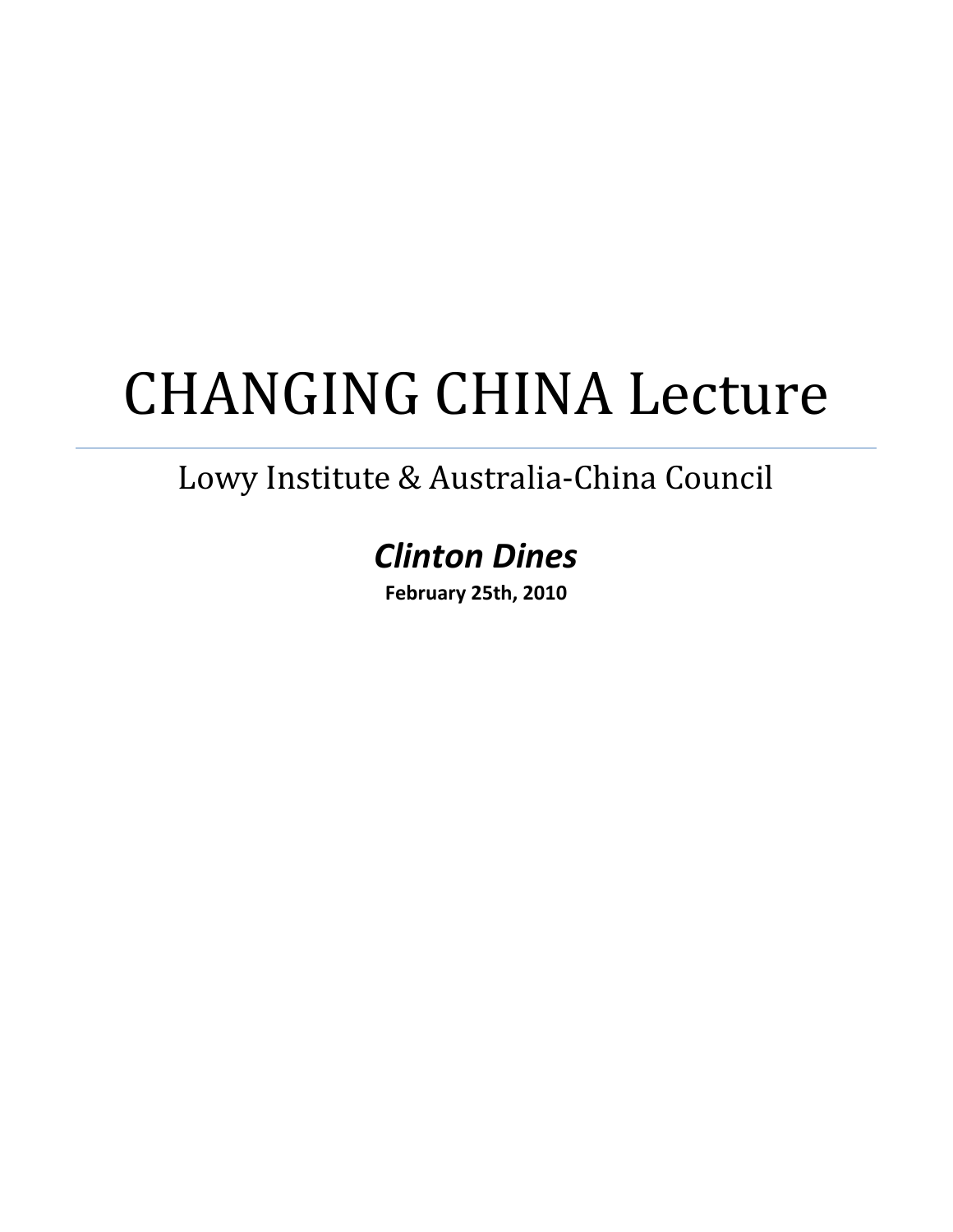# CHANGING CHINA Lecture

---

## Lowy Institute & Australia-China Council

### *Clinton Dines*

**February 25th, 2010**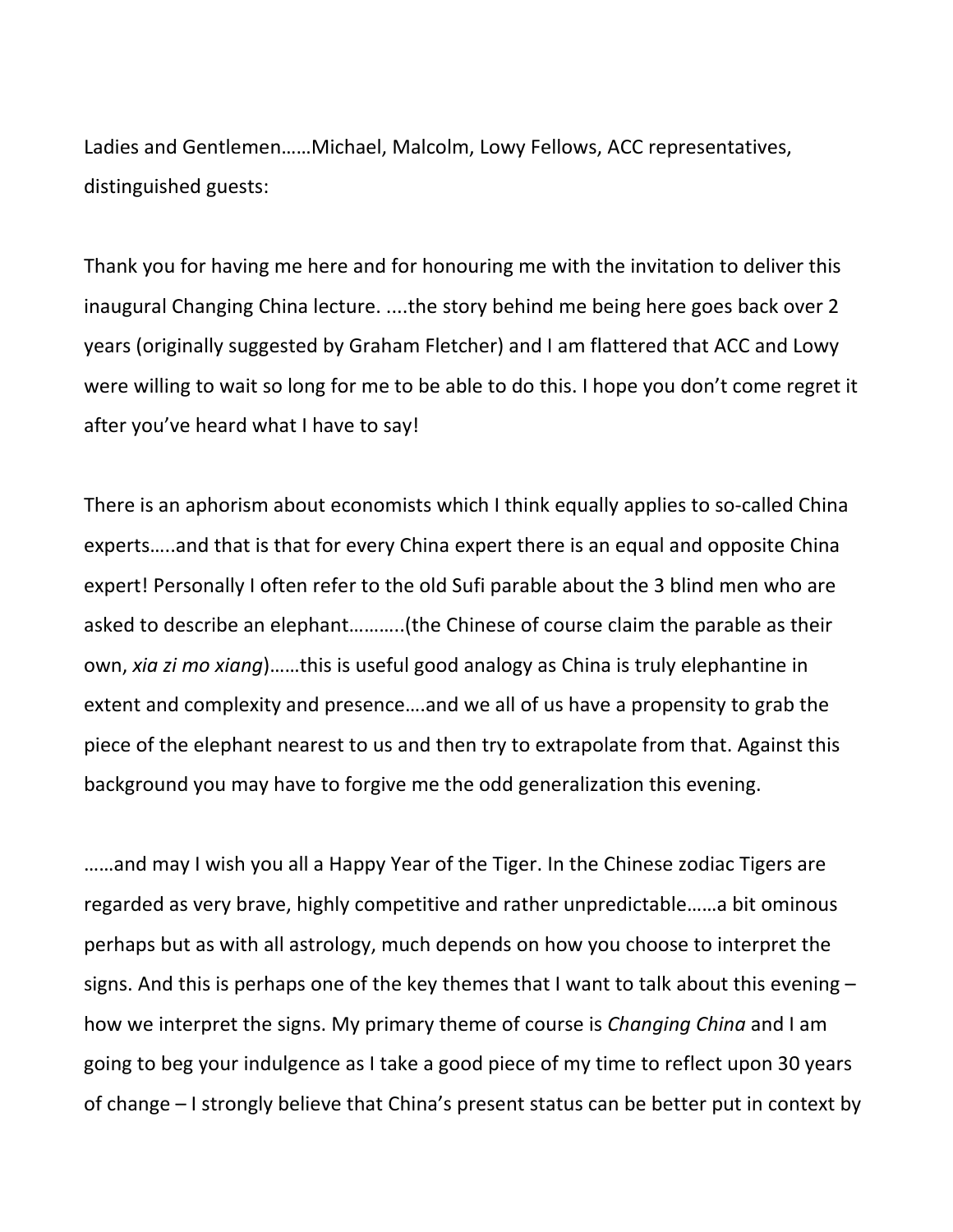Ladies and Gentlemen……Michael, Malcolm, Lowy Fellows, ACC representatives, distinguished guests:

Thank you for having me here and for honouring me with the invitation to deliver this inaugural Changing China lecture. ....the story behind me being here goes back over 2 years (originally suggested by Graham Fletcher) and I am flattered that ACC and Lowy were willing to wait so long for me to be able to do this. I hope you don't come regret it after you've heard what I have to say!

There is an aphorism about economists which I think equally applies to so-called China experts…..and that is that for every China expert there is an equal and opposite China expert! Personally I often refer to the old Sufi parable about the 3 blind men who are asked to describe an elephant………..(the Chinese of course claim the parable as their own, *xia zi mo xiang*)……this is useful good analogy as China is truly elephantine in extent and complexity and presence….and we all of us have a propensity to grab the piece of the elephant nearest to us and then try to extrapolate from that. Against this background you may have to forgive me the odd generalization this evening.

……and may I wish you all a Happy Year of the Tiger. In the Chinese zodiac Tigers are regarded as very brave, highly competitive and rather unpredictable……a bit ominous perhaps but as with all astrology, much depends on how you choose to interpret the signs. And this is perhaps one of the key themes that I want to talk about this evening – how we interpret the signs. My primary theme of course is *Changing China* and I am going to beg your indulgence as I take a good piece of my time to reflect upon 30 years of change – I strongly believe that China's present status can be better put in context by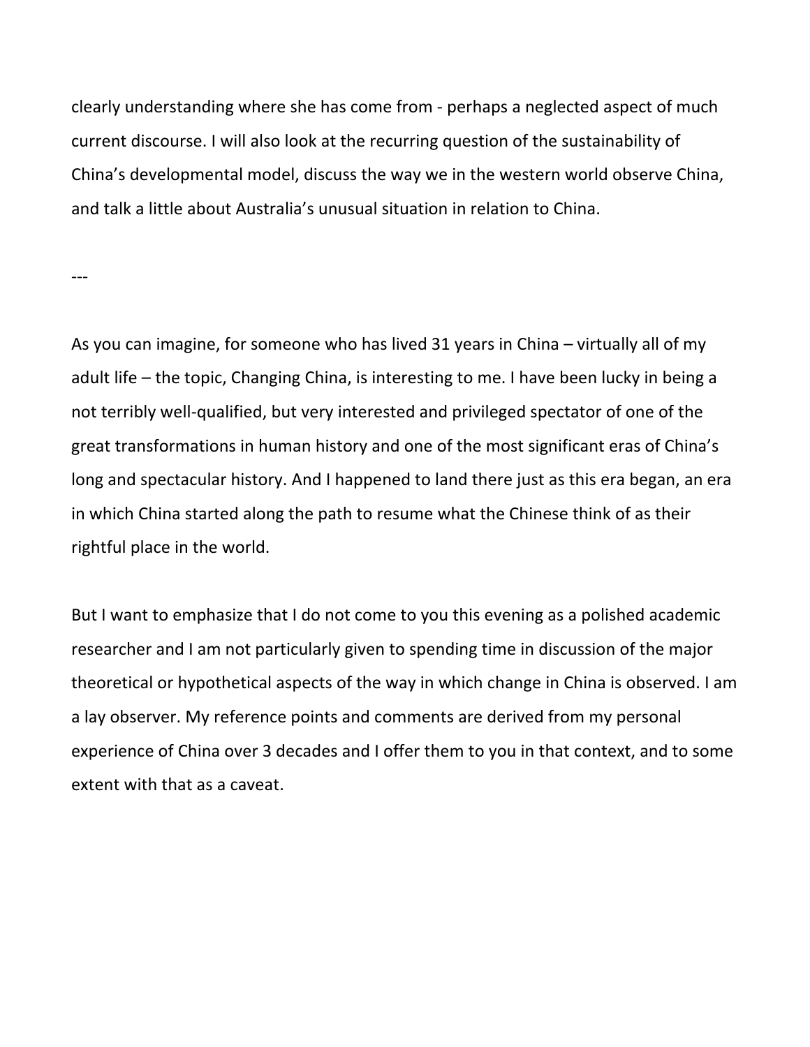clearly understanding where she has come from - perhaps a neglected aspect of much current discourse. I will also look at the recurring question of the sustainability of China's developmental model, discuss the way we in the western world observe China, and talk a little about Australia's unusual situation in relation to China.

---

As you can imagine, for someone who has lived 31 years in China – virtually all of my adult life – the topic, Changing China, is interesting to me. I have been lucky in being a not terribly well-qualified, but very interested and privileged spectator of one of the great transformations in human history and one of the most significant eras of China's long and spectacular history. And I happened to land there just as this era began, an era in which China started along the path to resume what the Chinese think of as their rightful place in the world.

But I want to emphasize that I do not come to you this evening as a polished academic researcher and I am not particularly given to spending time in discussion of the major theoretical or hypothetical aspects of the way in which change in China is observed. I am a lay observer. My reference points and comments are derived from my personal experience of China over 3 decades and I offer them to you in that context, and to some extent with that as a caveat.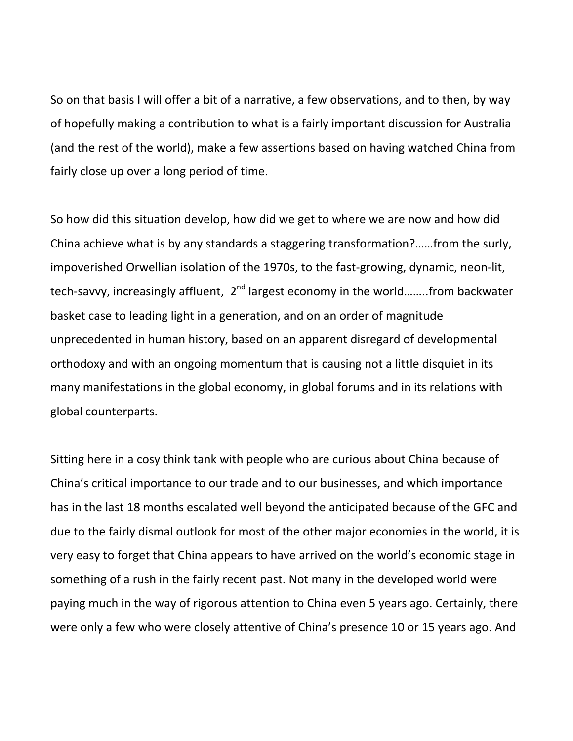So on that basis I will offer a bit of a narrative, a few observations, and to then, by way of hopefully making a contribution to what is a fairly important discussion for Australia (and the rest of the world), make a few assertions based on having watched China from fairly close up over a long period of time.

So how did this situation develop, how did we get to where we are now and how did China achieve what is by any standards a staggering transformation?……from the surly, impoverished Orwellian isolation of the 1970s, to the fast-growing, dynamic, neon-lit, tech-savvy, increasingly affluent, 2nd largest economy in the world……..from backwater basket case to leading light in a generation, and on an order of magnitude unprecedented in human history, based on an apparent disregard of developmental orthodoxy and with an ongoing momentum that is causing not a little disquiet in its many manifestations in the global economy, in global forums and in its relations with global counterparts.

Sitting here in a cosy think tank with people who are curious about China because of China's critical importance to our trade and to our businesses, and which importance has in the last 18 months escalated well beyond the anticipated because of the GFC and due to the fairly dismal outlook for most of the other major economies in the world, it is very easy to forget that China appears to have arrived on the world's economic stage in something of a rush in the fairly recent past. Not many in the developed world were paying much in the way of rigorous attention to China even 5 years ago. Certainly, there were only a few who were closely attentive of China's presence 10 or 15 years ago. And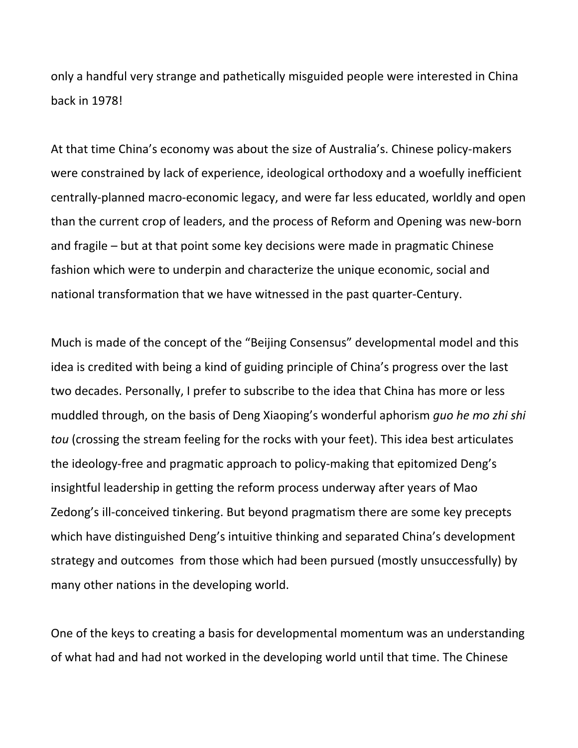only a handful very strange and pathetically misguided people were interested in China back in 1978!

At that time China's economy was about the size of Australia's. Chinese policy-makers were constrained by lack of experience, ideological orthodoxy and a woefully inefficient centrally-planned macro-economic legacy, and were far less educated, worldly and open than the current crop of leaders, and the process of Reform and Opening was new-born and fragile – but at that point some key decisions were made in pragmatic Chinese fashion which were to underpin and characterize the unique economic, social and national transformation that we have witnessed in the past quarter-Century.

Much is made of the concept of the "Beijing Consensus" developmental model and this idea is credited with being a kind of guiding principle of China's progress over the last two decades. Personally, I prefer to subscribe to the idea that China has more or less muddled through, on the basis of Deng Xiaoping's wonderful aphorism *guo he mo zhi shi tou* (crossing the stream feeling for the rocks with your feet). This idea best articulates the ideology-free and pragmatic approach to policy-making that epitomized Deng's insightful leadership in getting the reform process underway after years of Mao Zedong's ill-conceived tinkering. But beyond pragmatism there are some key precepts which have distinguished Deng's intuitive thinking and separated China's development strategy and outcomes from those which had been pursued (mostly unsuccessfully) by many other nations in the developing world.

One of the keys to creating a basis for developmental momentum was an understanding of what had and had not worked in the developing world until that time. The Chinese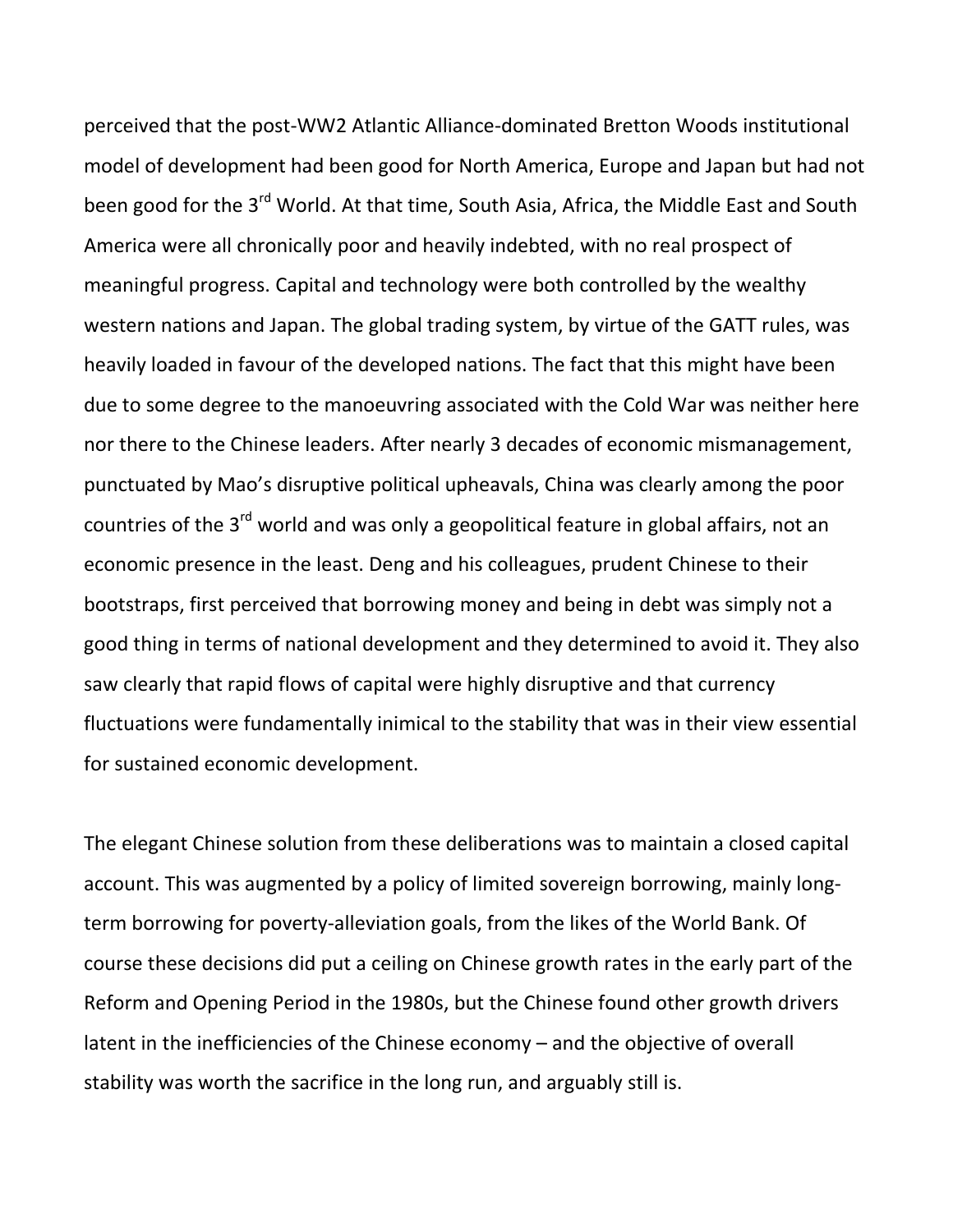perceived that the post-WW2 Atlantic Alliance-dominated Bretton Woods institutional model of development had been good for North America, Europe and Japan but had not been good for the 3rd World. At that time, South Asia, Africa, the Middle East and South America were all chronically poor and heavily indebted, with no real prospect of meaningful progress. Capital and technology were both controlled by the wealthy western nations and Japan. The global trading system, by virtue of the GATT rules, was heavily loaded in favour of the developed nations. The fact that this might have been due to some degree to the manoeuvring associated with the Cold War was neither here nor there to the Chinese leaders. After nearly 3 decades of economic mismanagement, punctuated by Mao's disruptive political upheavals, China was clearly among the poor countries of the 3rd world and was only a geopolitical feature in global affairs, not an economic presence in the least. Deng and his colleagues, prudent Chinese to their bootstraps, first perceived that borrowing money and being in debt was simply not a good thing in terms of national development and they determined to avoid it. They also saw clearly that rapid flows of capital were highly disruptive and that currency fluctuations were fundamentally inimical to the stability that was in their view essential for sustained economic development.

The elegant Chinese solution from these deliberations was to maintain a closed capital account. This was augmented by a policy of limited sovereign borrowing, mainly long-term borrowing for poverty-alleviation goals, from the likes of the World Bank. Of course these decisions did put a ceiling on Chinese growth rates in the early part of the Reform and Opening Period in the 1980s, but the Chinese found other growth drivers latent in the inefficiencies of the Chinese economy – and the objective of overall stability was worth the sacrifice in the long run, and arguably still is.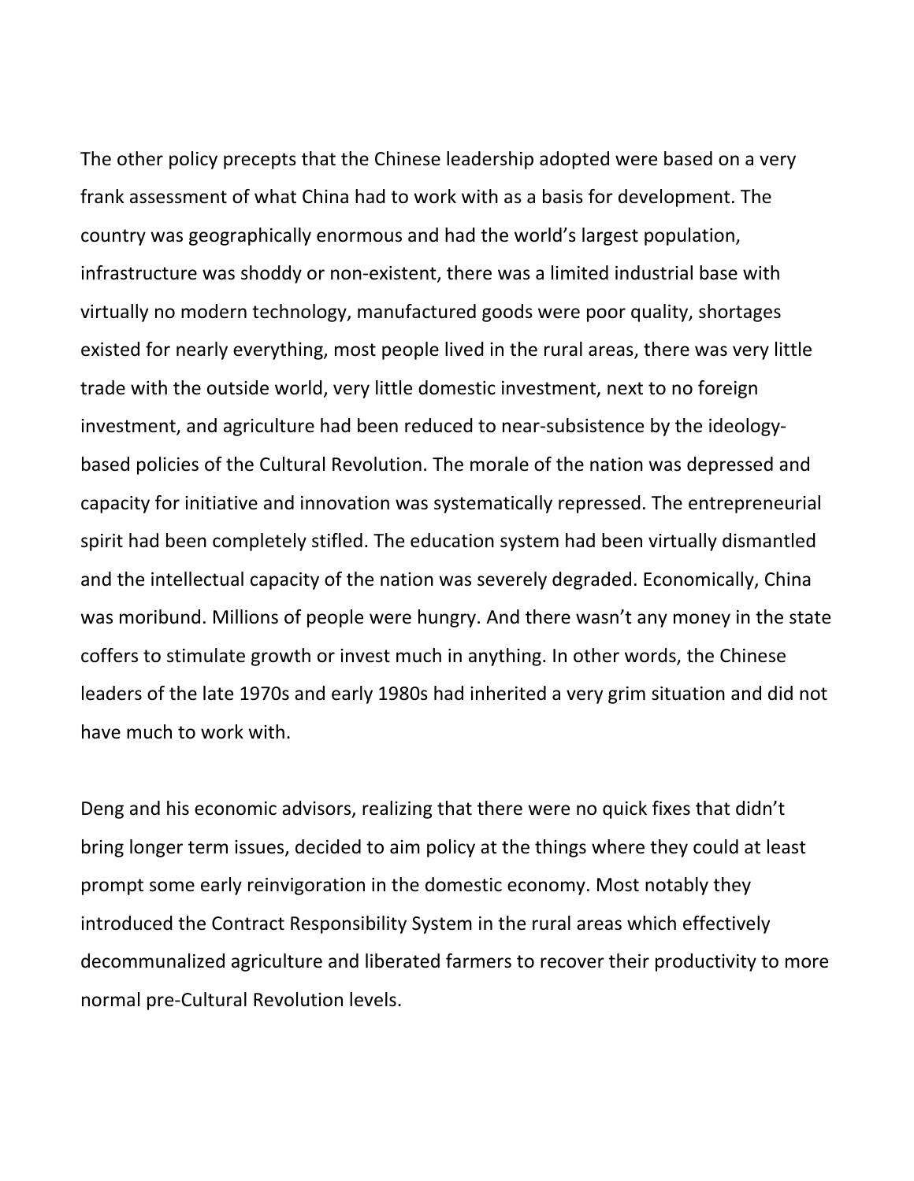The other policy precepts that the Chinese leadership adopted were based on a very frank assessment of what China had to work with as a basis for development. The country was geographically enormous and had the world's largest population, infrastructure was shoddy or non-existent, there was a limited industrial base with virtually no modern technology, manufactured goods were poor quality, shortages existed for nearly everything, most people lived in the rural areas, there was very little trade with the outside world, very little domestic investment, next to no foreign investment, and agriculture had been reduced to near-subsistence by the ideology-based policies of the Cultural Revolution. The morale of the nation was depressed and capacity for initiative and innovation was systematically repressed. The entrepreneurial spirit had been completely stifled. The education system had been virtually dismantled and the intellectual capacity of the nation was severely degraded. Economically, China was moribund. Millions of people were hungry. And there wasn't any money in the state coffers to stimulate growth or invest much in anything. In other words, the Chinese leaders of the late 1970s and early 1980s had inherited a very grim situation and did not have much to work with.

Deng and his economic advisors, realizing that there were no quick fixes that didn't bring longer term issues, decided to aim policy at the things where they could at least prompt some early reinvigoration in the domestic economy. Most notably they introduced the Contract Responsibility System in the rural areas which effectively decommunalized agriculture and liberated farmers to recover their productivity to more normal pre-Cultural Revolution levels.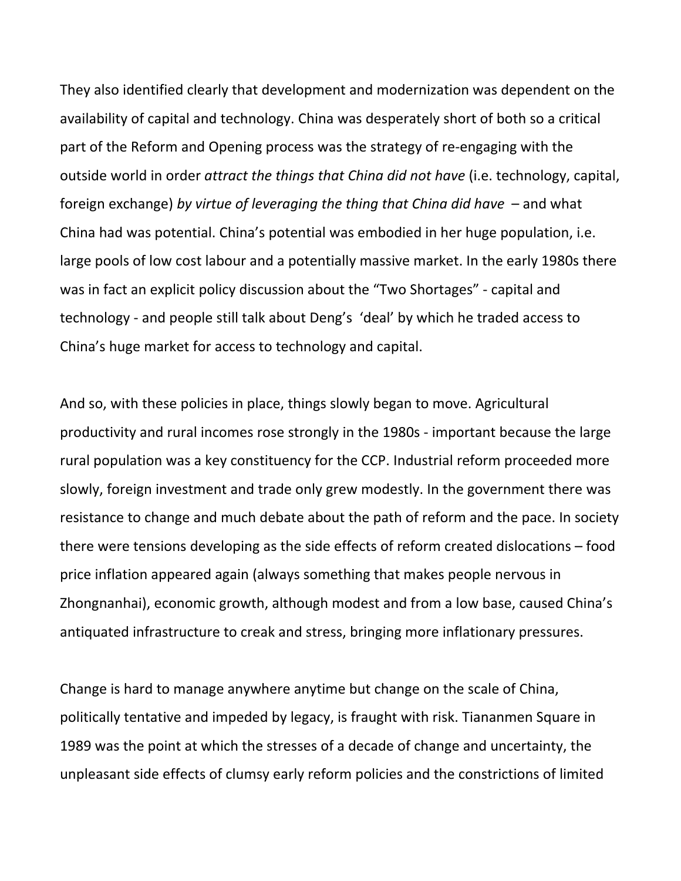They also identified clearly that development and modernization was dependent on the availability of capital and technology. China was desperately short of both so a critical part of the Reform and Opening process was the strategy of re-engaging with the outside world in order *attract the things that China did not have* (i.e. technology, capital, foreign exchange) *by virtue of leveraging the thing that China did have* – and what China had was potential. China's potential was embodied in her huge population, i.e. large pools of low cost labour and a potentially massive market. In the early 1980s there was in fact an explicit policy discussion about the "Two Shortages" - capital and technology - and people still talk about Deng's 'deal' by which he traded access to China's huge market for access to technology and capital.

And so, with these policies in place, things slowly began to move. Agricultural productivity and rural incomes rose strongly in the 1980s - important because the large rural population was a key constituency for the CCP. Industrial reform proceeded more slowly, foreign investment and trade only grew modestly. In the government there was resistance to change and much debate about the path of reform and the pace. In society there were tensions developing as the side effects of reform created dislocations – food price inflation appeared again (always something that makes people nervous in Zhongnanhai), economic growth, although modest and from a low base, caused China's antiquated infrastructure to creak and stress, bringing more inflationary pressures.

Change is hard to manage anywhere anytime but change on the scale of China, politically tentative and impeded by legacy, is fraught with risk. Tiananmen Square in 1989 was the point at which the stresses of a decade of change and uncertainty, the unpleasant side effects of clumsy early reform policies and the constrictions of limited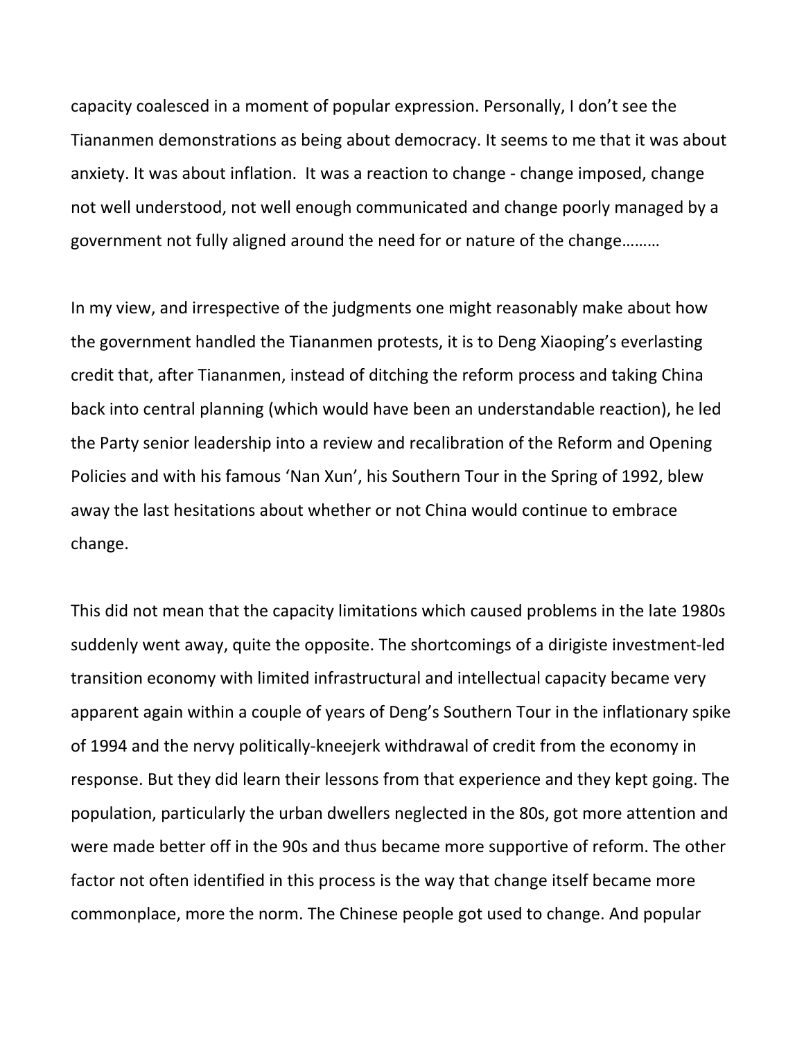capacity coalesced in a moment of popular expression. Personally, I don't see the Tiananmen demonstrations as being about democracy. It seems to me that it was about anxiety. It was about inflation. It was a reaction to change - change imposed, change not well understood, not well enough communicated and change poorly managed by a government not fully aligned around the need for or nature of the change………

In my view, and irrespective of the judgments one might reasonably make about how the government handled the Tiananmen protests, it is to Deng Xiaoping's everlasting credit that, after Tiananmen, instead of ditching the reform process and taking China back into central planning (which would have been an understandable reaction), he led the Party senior leadership into a review and recalibration of the Reform and Opening Policies and with his famous 'Nan Xun', his Southern Tour in the Spring of 1992, blew away the last hesitations about whether or not China would continue to embrace change.

This did not mean that the capacity limitations which caused problems in the late 1980s suddenly went away, quite the opposite. The shortcomings of a dirigiste investment-led transition economy with limited infrastructural and intellectual capacity became very apparent again within a couple of years of Deng's Southern Tour in the inflationary spike of 1994 and the nervy politically-kneejerk withdrawal of credit from the economy in response. But they did learn their lessons from that experience and they kept going. The population, particularly the urban dwellers neglected in the 80s, got more attention and were made better off in the 90s and thus became more supportive of reform. The other factor not often identified in this process is the way that change itself became more commonplace, more the norm. The Chinese people got used to change. And popular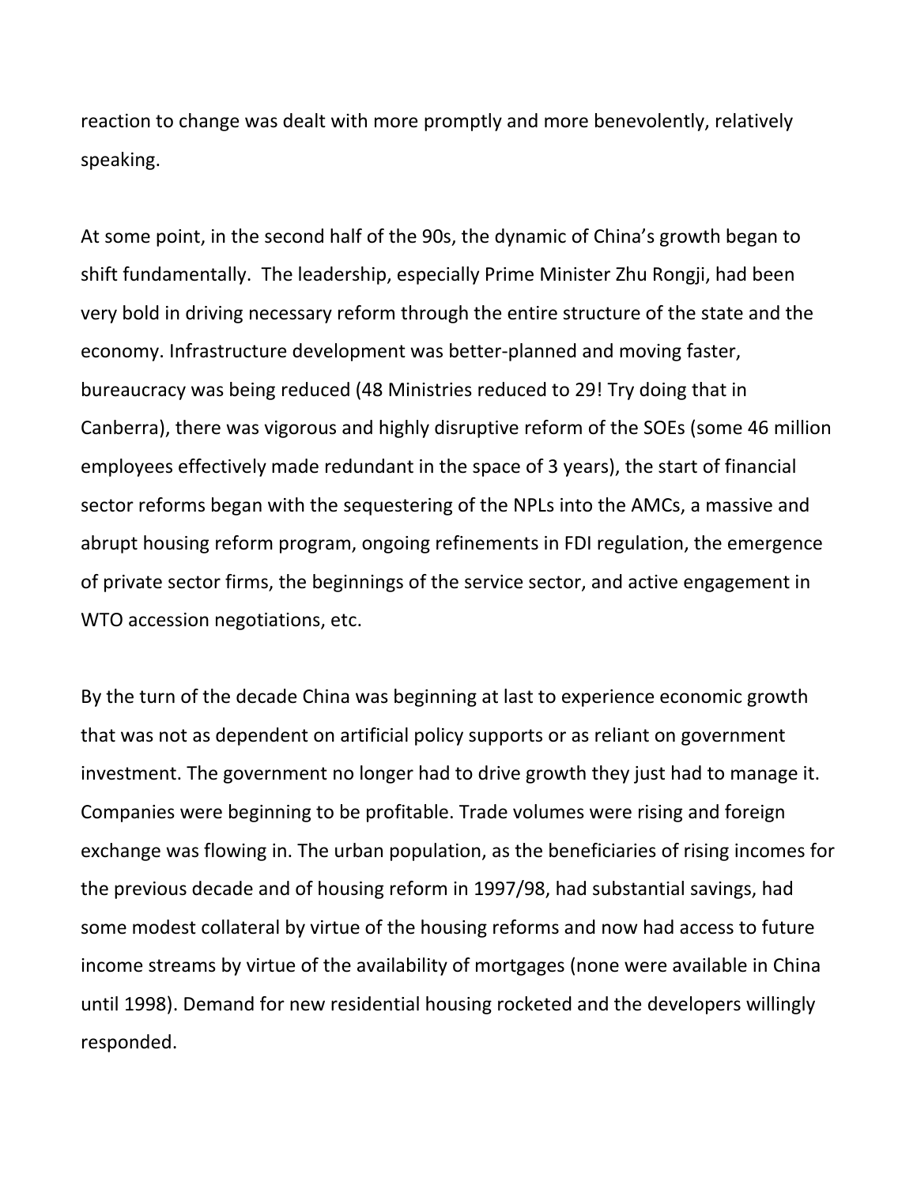reaction to change was dealt with more promptly and more benevolently, relatively speaking.

At some point, in the second half of the 90s, the dynamic of China's growth began to shift fundamentally.  The leadership, especially Prime Minister Zhu Rongji, had been very bold in driving necessary reform through the entire structure of the state and the economy. Infrastructure development was better-planned and moving faster, bureaucracy was being reduced (48 Ministries reduced to 29! Try doing that in Canberra), there was vigorous and highly disruptive reform of the SOEs (some 46 million employees effectively made redundant in the space of 3 years), the start of financial sector reforms began with the sequestering of the NPLs into the AMCs, a massive and abrupt housing reform program, ongoing refinements in FDI regulation, the emergence of private sector firms, the beginnings of the service sector, and active engagement in WTO accession negotiations, etc.

By the turn of the decade China was beginning at last to experience economic growth that was not as dependent on artificial policy supports or as reliant on government investment. The government no longer had to drive growth they just had to manage it. Companies were beginning to be profitable. Trade volumes were rising and foreign exchange was flowing in. The urban population, as the beneficiaries of rising incomes for the previous decade and of housing reform in 1997/98, had substantial savings, had some modest collateral by virtue of the housing reforms and now had access to future income streams by virtue of the availability of mortgages (none were available in China until 1998). Demand for new residential housing rocketed and the developers willingly responded.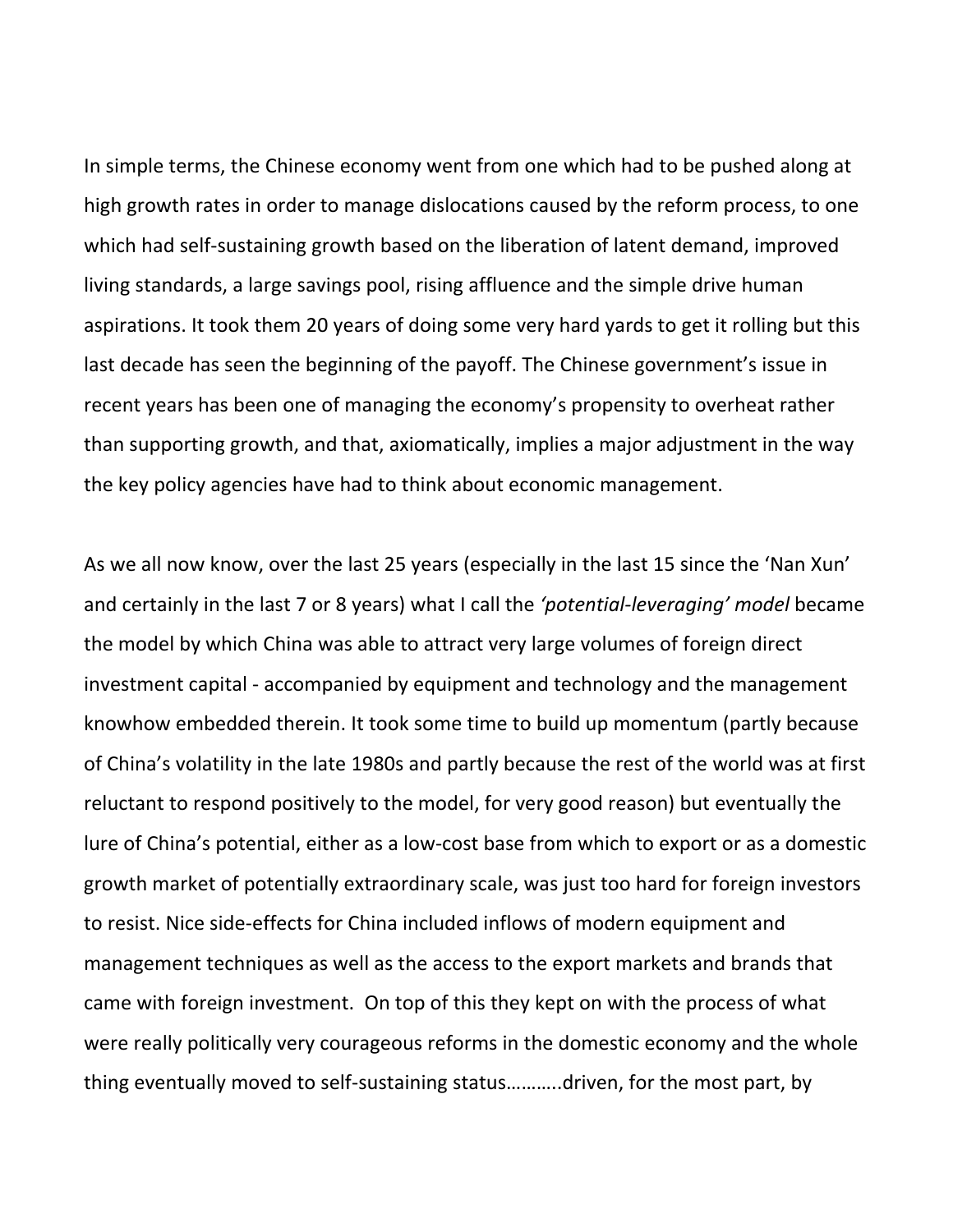In simple terms, the Chinese economy went from one which had to be pushed along at high growth rates in order to manage dislocations caused by the reform process, to one which had self-sustaining growth based on the liberation of latent demand, improved living standards, a large savings pool, rising affluence and the simple drive human aspirations. It took them 20 years of doing some very hard yards to get it rolling but this last decade has seen the beginning of the payoff. The Chinese government's issue in recent years has been one of managing the economy's propensity to overheat rather than supporting growth, and that, axiomatically, implies a major adjustment in the way the key policy agencies have had to think about economic management.

As we all now know, over the last 25 years (especially in the last 15 since the 'Nan Xun' and certainly in the last 7 or 8 years) what I call the *'potential-leveraging' model* became the model by which China was able to attract very large volumes of foreign direct investment capital - accompanied by equipment and technology and the management knowhow embedded therein. It took some time to build up momentum (partly because of China's volatility in the late 1980s and partly because the rest of the world was at first reluctant to respond positively to the model, for very good reason) but eventually the lure of China's potential, either as a low-cost base from which to export or as a domestic growth market of potentially extraordinary scale, was just too hard for foreign investors to resist. Nice side-effects for China included inflows of modern equipment and management techniques as well as the access to the export markets and brands that came with foreign investment. On top of this they kept on with the process of what were really politically very courageous reforms in the domestic economy and the whole thing eventually moved to self-sustaining status………..driven, for the most part, by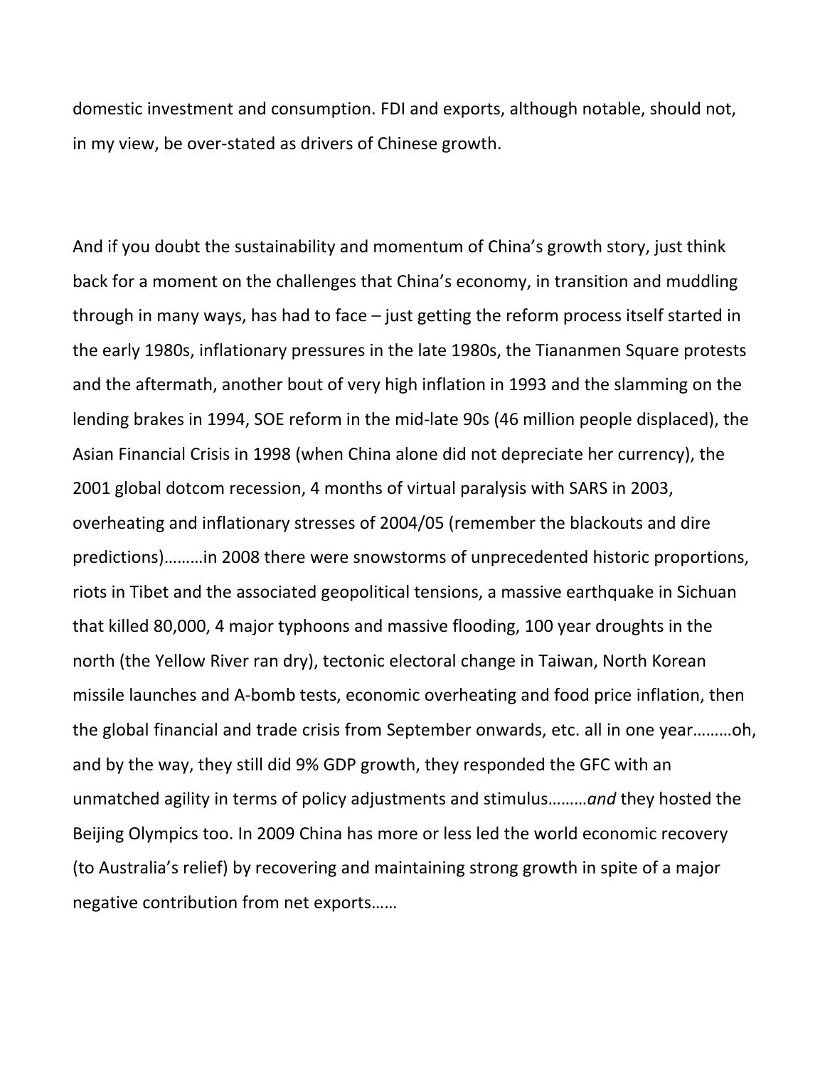domestic investment and consumption. FDI and exports, although notable, should not, in my view, be over-stated as drivers of Chinese growth.

And if you doubt the sustainability and momentum of China's growth story, just think back for a moment on the challenges that China's economy, in transition and muddling through in many ways, has had to face – just getting the reform process itself started in the early 1980s, inflationary pressures in the late 1980s, the Tiananmen Square protests and the aftermath, another bout of very high inflation in 1993 and the slamming on the lending brakes in 1994, SOE reform in the mid-late 90s (46 million people displaced), the Asian Financial Crisis in 1998 (when China alone did not depreciate her currency), the 2001 global dotcom recession, 4 months of virtual paralysis with SARS in 2003, overheating and inflationary stresses of 2004/05 (remember the blackouts and dire predictions)………in 2008 there were snowstorms of unprecedented historic proportions, riots in Tibet and the associated geopolitical tensions, a massive earthquake in Sichuan that killed 80,000, 4 major typhoons and massive flooding, 100 year droughts in the north (the Yellow River ran dry), tectonic electoral change in Taiwan, North Korean missile launches and A-bomb tests, economic overheating and food price inflation, then the global financial and trade crisis from September onwards, etc. all in one year………oh, and by the way, they still did 9% GDP growth, they responded the GFC with an unmatched agility in terms of policy adjustments and stimulus………*and* they hosted the Beijing Olympics too. In 2009 China has more or less led the world economic recovery (to Australia's relief) by recovering and maintaining strong growth in spite of a major negative contribution from net exports……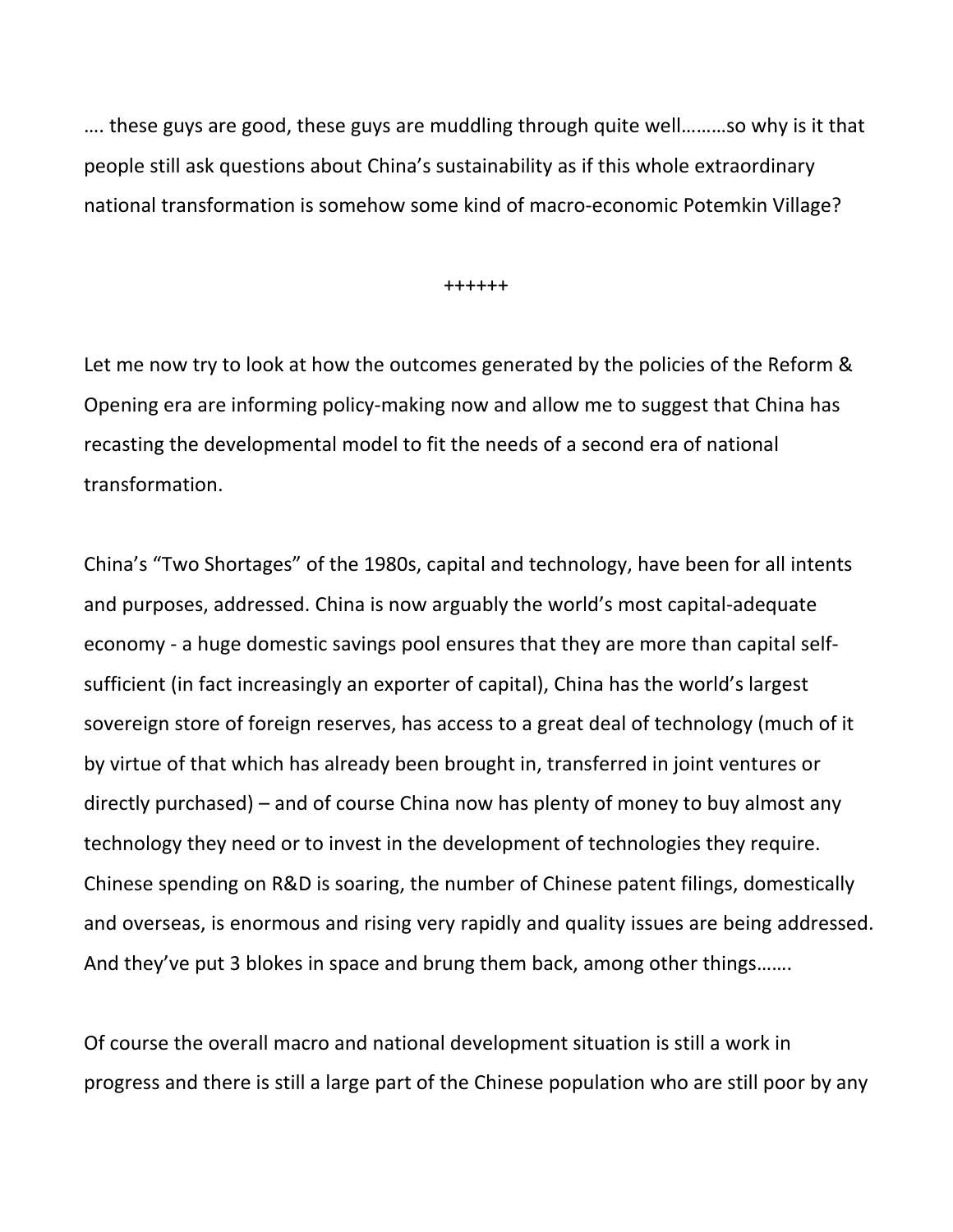…. these guys are good, these guys are muddling through quite well………so why is it that people still ask questions about China's sustainability as if this whole extraordinary national transformation is somehow some kind of macro-economic Potemkin Village?

++++++

Let me now try to look at how the outcomes generated by the policies of the Reform & Opening era are informing policy-making now and allow me to suggest that China has recasting the developmental model to fit the needs of a second era of national transformation.

China's "Two Shortages" of the 1980s, capital and technology, have been for all intents and purposes, addressed. China is now arguably the world's most capital-adequate economy - a huge domestic savings pool ensures that they are more than capital self-sufficient (in fact increasingly an exporter of capital), China has the world's largest sovereign store of foreign reserves, has access to a great deal of technology (much of it by virtue of that which has already been brought in, transferred in joint ventures or directly purchased) – and of course China now has plenty of money to buy almost any technology they need or to invest in the development of technologies they require. Chinese spending on R&D is soaring, the number of Chinese patent filings, domestically and overseas, is enormous and rising very rapidly and quality issues are being addressed. And they've put 3 blokes in space and brung them back, among other things…….

Of course the overall macro and national development situation is still a work in progress and there is still a large part of the Chinese population who are still poor by any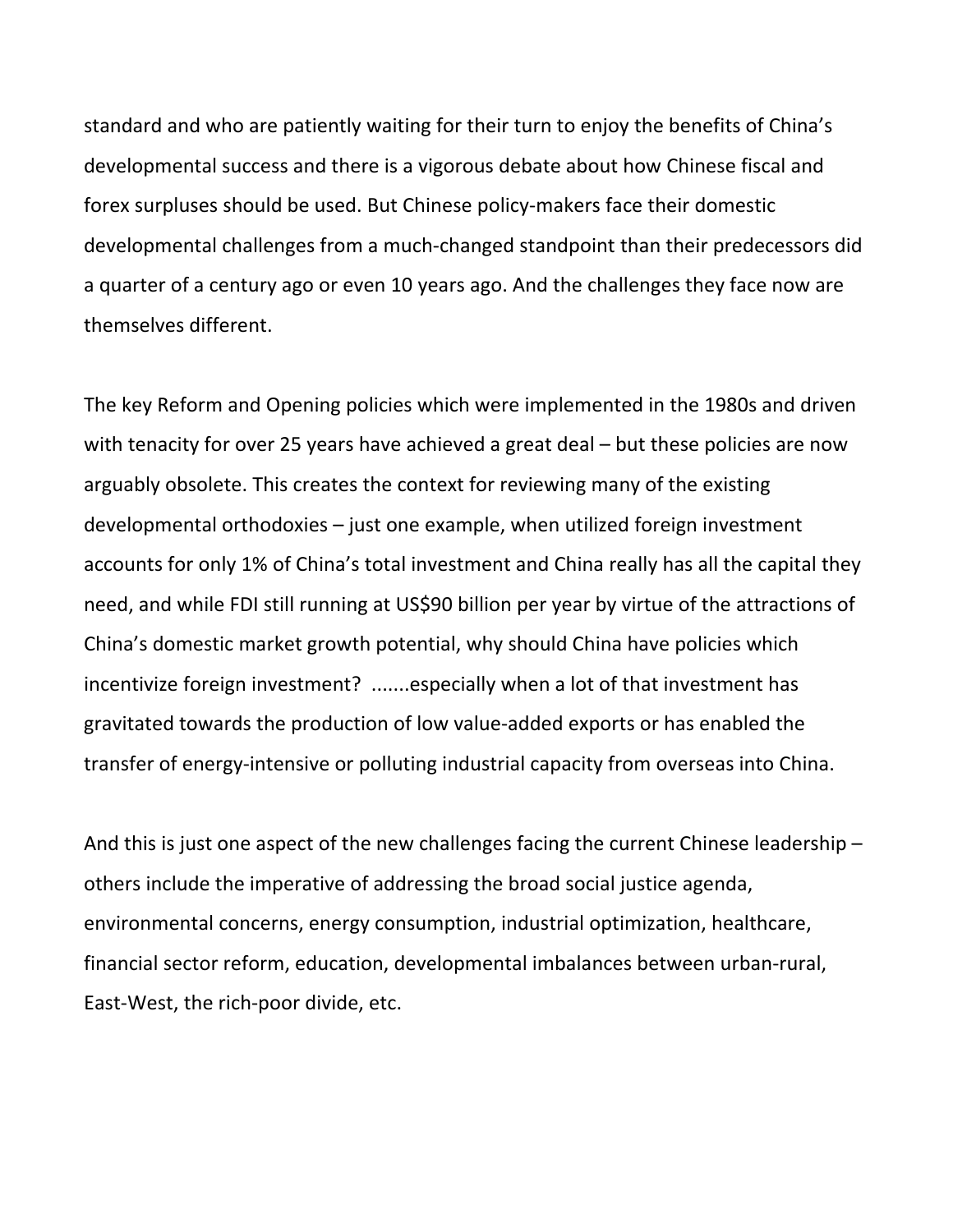standard and who are patiently waiting for their turn to enjoy the benefits of China's developmental success and there is a vigorous debate about how Chinese fiscal and forex surpluses should be used. But Chinese policy-makers face their domestic developmental challenges from a much-changed standpoint than their predecessors did a quarter of a century ago or even 10 years ago. And the challenges they face now are themselves different.

The key Reform and Opening policies which were implemented in the 1980s and driven with tenacity for over 25 years have achieved a great deal – but these policies are now arguably obsolete. This creates the context for reviewing many of the existing developmental orthodoxies – just one example, when utilized foreign investment accounts for only 1% of China's total investment and China really has all the capital they need, and while FDI still running at US$90 billion per year by virtue of the attractions of China's domestic market growth potential, why should China have policies which incentivize foreign investment? .......especially when a lot of that investment has gravitated towards the production of low value-added exports or has enabled the transfer of energy-intensive or polluting industrial capacity from overseas into China.

And this is just one aspect of the new challenges facing the current Chinese leadership – others include the imperative of addressing the broad social justice agenda, environmental concerns, energy consumption, industrial optimization, healthcare, financial sector reform, education, developmental imbalances between urban-rural, East-West, the rich-poor divide, etc.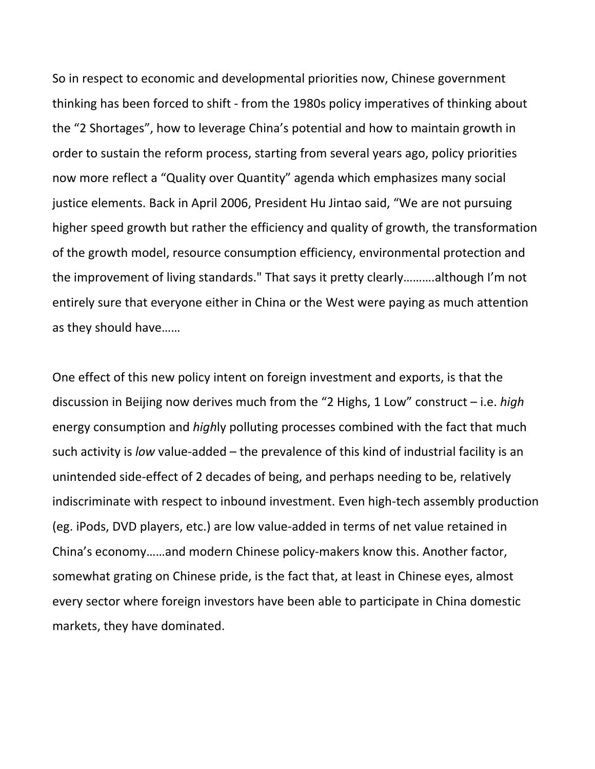So in respect to economic and developmental priorities now, Chinese government thinking has been forced to shift - from the 1980s policy imperatives of thinking about the “2 Shortages”, how to leverage China’s potential and how to maintain growth in order to sustain the reform process, starting from several years ago, policy priorities now more reflect a “Quality over Quantity” agenda which emphasizes many social justice elements. Back in April 2006, President Hu Jintao said, “We are not pursuing higher speed growth but rather the efficiency and quality of growth, the transformation of the growth model, resource consumption efficiency, environmental protection and the improvement of living standards." That says it pretty clearly……….although I’m not entirely sure that everyone either in China or the West were paying as much attention as they should have……

One effect of this new policy intent on foreign investment and exports, is that the discussion in Beijing now derives much from the “2 Highs, 1 Low” construct – i.e. *high* energy consumption and *high*ly polluting processes combined with the fact that much such activity is *low* value-added – the prevalence of this kind of industrial facility is an unintended side-effect of 2 decades of being, and perhaps needing to be, relatively indiscriminate with respect to inbound investment. Even high-tech assembly production (eg. iPods, DVD players, etc.) are low value-added in terms of net value retained in China’s economy……and modern Chinese policy-makers know this. Another factor, somewhat grating on Chinese pride, is the fact that, at least in Chinese eyes, almost every sector where foreign investors have been able to participate in China domestic markets, they have dominated.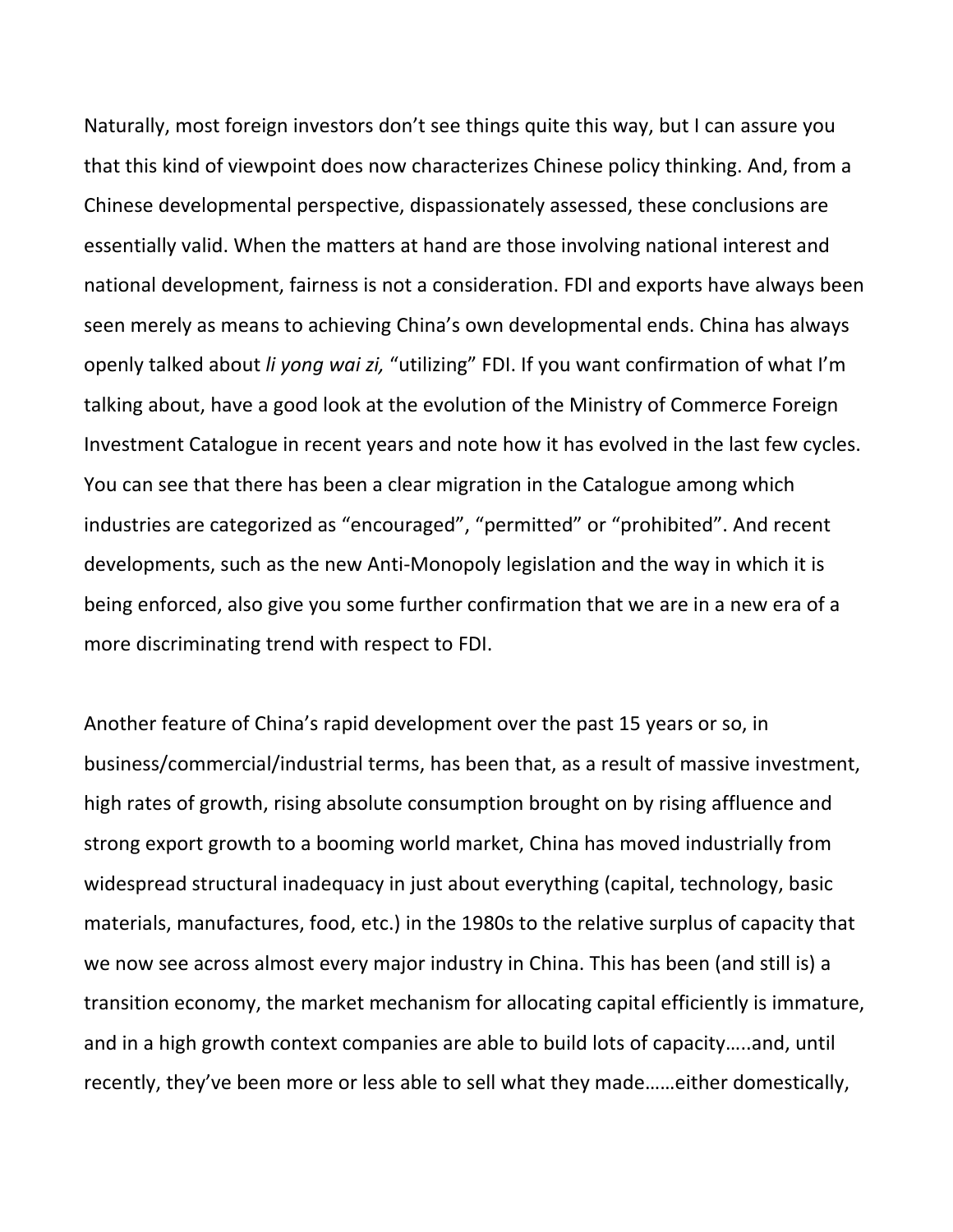Naturally, most foreign investors don't see things quite this way, but I can assure you that this kind of viewpoint does now characterizes Chinese policy thinking. And, from a Chinese developmental perspective, dispassionately assessed, these conclusions are essentially valid. When the matters at hand are those involving national interest and national development, fairness is not a consideration. FDI and exports have always been seen merely as means to achieving China's own developmental ends. China has always openly talked about *li yong wai zi,* "utilizing" FDI. If you want confirmation of what I'm talking about, have a good look at the evolution of the Ministry of Commerce Foreign Investment Catalogue in recent years and note how it has evolved in the last few cycles. You can see that there has been a clear migration in the Catalogue among which industries are categorized as "encouraged", "permitted" or "prohibited". And recent developments, such as the new Anti-Monopoly legislation and the way in which it is being enforced, also give you some further confirmation that we are in a new era of a more discriminating trend with respect to FDI.

Another feature of China's rapid development over the past 15 years or so, in business/commercial/industrial terms, has been that, as a result of massive investment, high rates of growth, rising absolute consumption brought on by rising affluence and strong export growth to a booming world market, China has moved industrially from widespread structural inadequacy in just about everything (capital, technology, basic materials, manufactures, food, etc.) in the 1980s to the relative surplus of capacity that we now see across almost every major industry in China. This has been (and still is) a transition economy, the market mechanism for allocating capital efficiently is immature, and in a high growth context companies are able to build lots of capacity…..and, until recently, they've been more or less able to sell what they made……either domestically,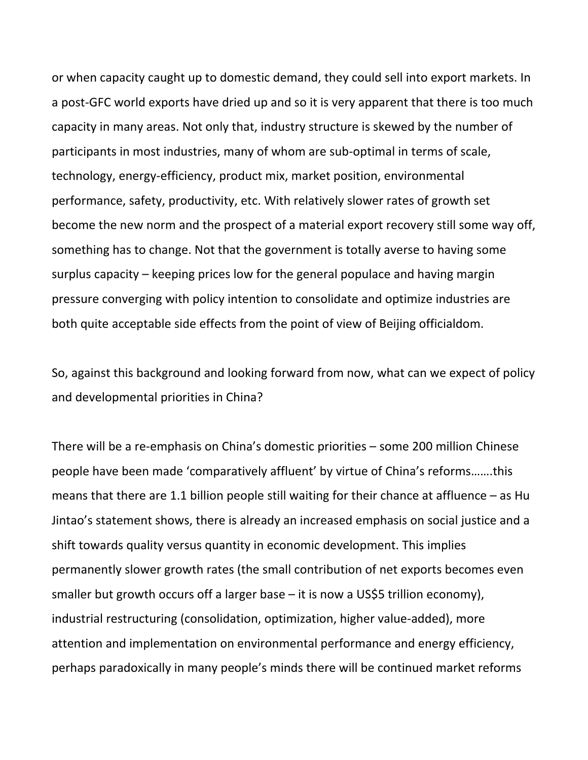or when capacity caught up to domestic demand, they could sell into export markets. In a post-GFC world exports have dried up and so it is very apparent that there is too much capacity in many areas. Not only that, industry structure is skewed by the number of participants in most industries, many of whom are sub-optimal in terms of scale, technology, energy-efficiency, product mix, market position, environmental performance, safety, productivity, etc. With relatively slower rates of growth set become the new norm and the prospect of a material export recovery still some way off, something has to change. Not that the government is totally averse to having some surplus capacity – keeping prices low for the general populace and having margin pressure converging with policy intention to consolidate and optimize industries are both quite acceptable side effects from the point of view of Beijing officialdom.

So, against this background and looking forward from now, what can we expect of policy and developmental priorities in China?

There will be a re-emphasis on China's domestic priorities – some 200 million Chinese people have been made 'comparatively affluent' by virtue of China's reforms…….this means that there are 1.1 billion people still waiting for their chance at affluence – as Hu Jintao's statement shows, there is already an increased emphasis on social justice and a shift towards quality versus quantity in economic development. This implies permanently slower growth rates (the small contribution of net exports becomes even smaller but growth occurs off a larger base – it is now a US$5 trillion economy), industrial restructuring (consolidation, optimization, higher value-added), more attention and implementation on environmental performance and energy efficiency, perhaps paradoxically in many people's minds there will be continued market reforms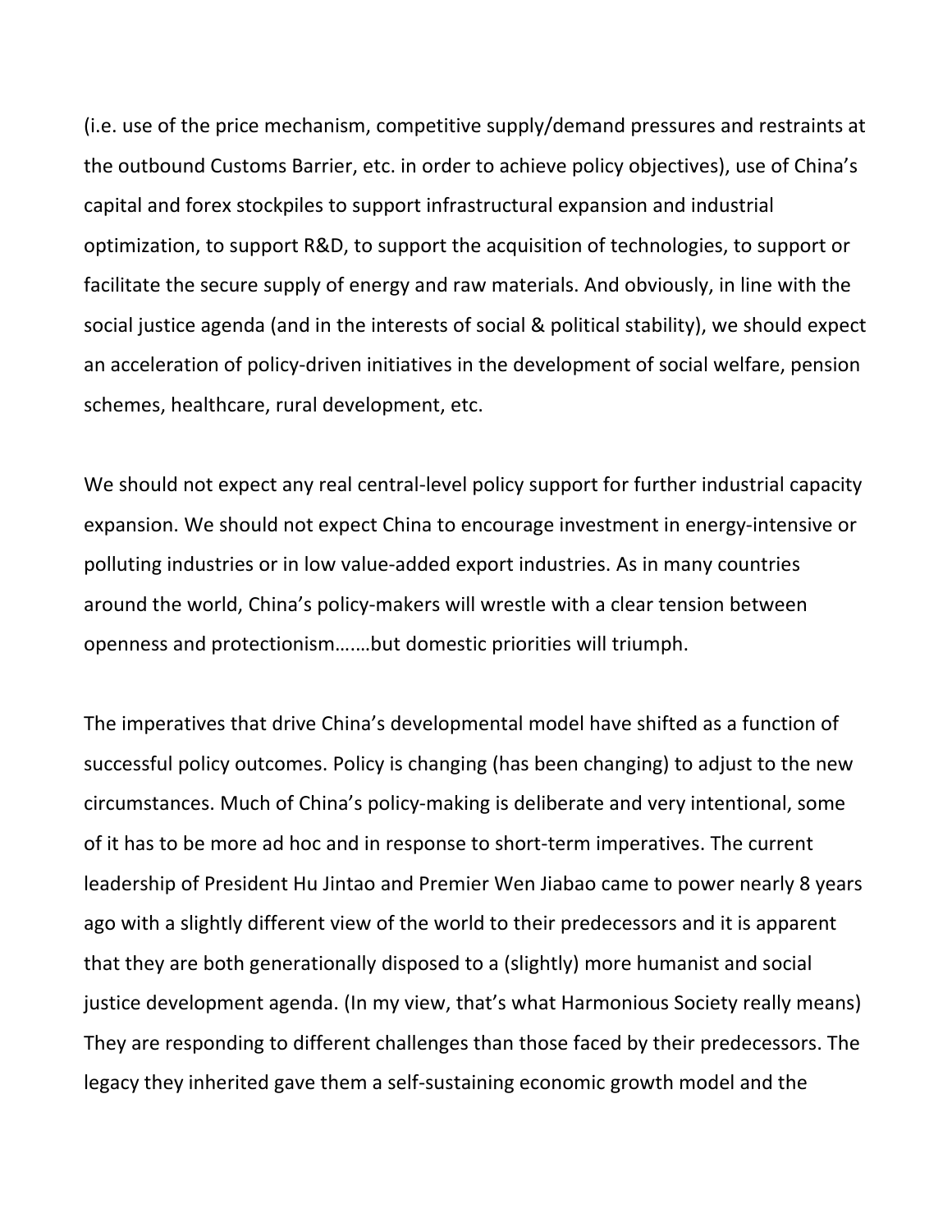(i.e. use of the price mechanism, competitive supply/demand pressures and restraints at the outbound Customs Barrier, etc. in order to achieve policy objectives), use of China's capital and forex stockpiles to support infrastructural expansion and industrial optimization, to support R&D, to support the acquisition of technologies, to support or facilitate the secure supply of energy and raw materials. And obviously, in line with the social justice agenda (and in the interests of social & political stability), we should expect an acceleration of policy-driven initiatives in the development of social welfare, pension schemes, healthcare, rural development, etc.

We should not expect any real central-level policy support for further industrial capacity expansion. We should not expect China to encourage investment in energy-intensive or polluting industries or in low value-added export industries. As in many countries around the world, China's policy-makers will wrestle with a clear tension between openness and protectionism…….but domestic priorities will triumph.

The imperatives that drive China's developmental model have shifted as a function of successful policy outcomes. Policy is changing (has been changing) to adjust to the new circumstances. Much of China's policy-making is deliberate and very intentional, some of it has to be more ad hoc and in response to short-term imperatives. The current leadership of President Hu Jintao and Premier Wen Jiabao came to power nearly 8 years ago with a slightly different view of the world to their predecessors and it is apparent that they are both generationally disposed to a (slightly) more humanist and social justice development agenda. (In my view, that's what Harmonious Society really means) They are responding to different challenges than those faced by their predecessors. The legacy they inherited gave them a self-sustaining economic growth model and the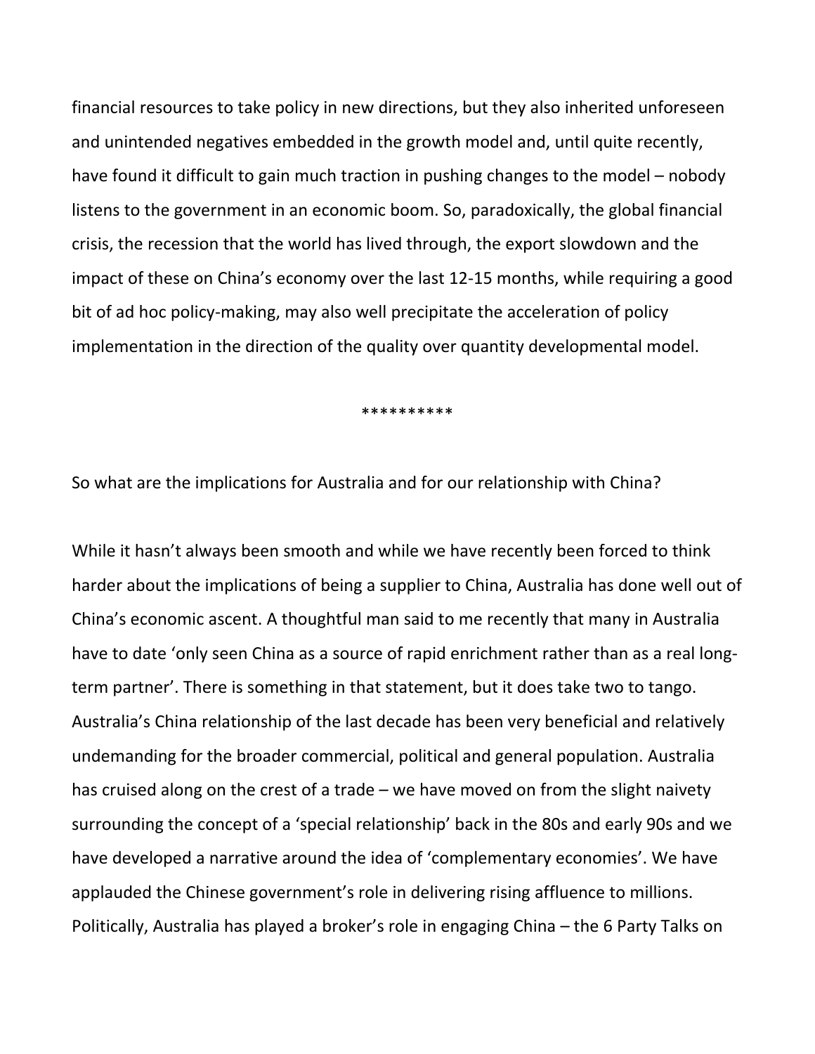financial resources to take policy in new directions, but they also inherited unforeseen and unintended negatives embedded in the growth model and, until quite recently, have found it difficult to gain much traction in pushing changes to the model – nobody listens to the government in an economic boom. So, paradoxically, the global financial crisis, the recession that the world has lived through, the export slowdown and the impact of these on China's economy over the last 12-15 months, while requiring a good bit of ad hoc policy-making, may also well precipitate the acceleration of policy implementation in the direction of the quality over quantity developmental model.

**********

So what are the implications for Australia and for our relationship with China?

While it hasn't always been smooth and while we have recently been forced to think harder about the implications of being a supplier to China, Australia has done well out of China's economic ascent. A thoughtful man said to me recently that many in Australia have to date 'only seen China as a source of rapid enrichment rather than as a real long-term partner'. There is something in that statement, but it does take two to tango. Australia's China relationship of the last decade has been very beneficial and relatively undemanding for the broader commercial, political and general population. Australia has cruised along on the crest of a trade – we have moved on from the slight naivety surrounding the concept of a 'special relationship' back in the 80s and early 90s and we have developed a narrative around the idea of 'complementary economies'. We have applauded the Chinese government's role in delivering rising affluence to millions. Politically, Australia has played a broker's role in engaging China – the 6 Party Talks on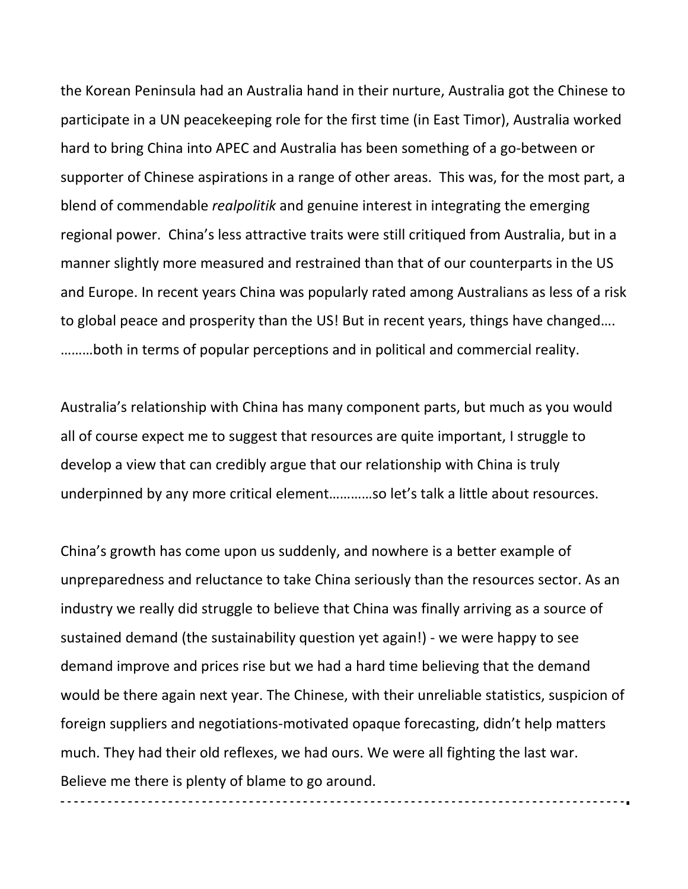the Korean Peninsula had an Australia hand in their nurture, Australia got the Chinese to participate in a UN peacekeeping role for the first time (in East Timor), Australia worked hard to bring China into APEC and Australia has been something of a go-between or supporter of Chinese aspirations in a range of other areas. This was, for the most part, a blend of commendable *realpolitik* and genuine interest in integrating the emerging regional power. China's less attractive traits were still critiqued from Australia, but in a manner slightly more measured and restrained than that of our counterparts in the US and Europe. In recent years China was popularly rated among Australians as less of a risk to global peace and prosperity than the US! But in recent years, things have changed…. ………both in terms of popular perceptions and in political and commercial reality.

Australia's relationship with China has many component parts, but much as you would all of course expect me to suggest that resources are quite important, I struggle to develop a view that can credibly argue that our relationship with China is truly underpinned by any more critical element…………so let's talk a little about resources.

China's growth has come upon us suddenly, and nowhere is a better example of unpreparedness and reluctance to take China seriously than the resources sector. As an industry we really did struggle to believe that China was finally arriving as a source of sustained demand (the sustainability question yet again!) - we were happy to see demand improve and prices rise but we had a hard time believing that the demand would be there again next year. The Chinese, with their unreliable statistics, suspicion of foreign suppliers and negotiations-motivated opaque forecasting, didn't help matters much. They had their old reflexes, we had ours. We were all fighting the last war. Believe me there is plenty of blame to go around.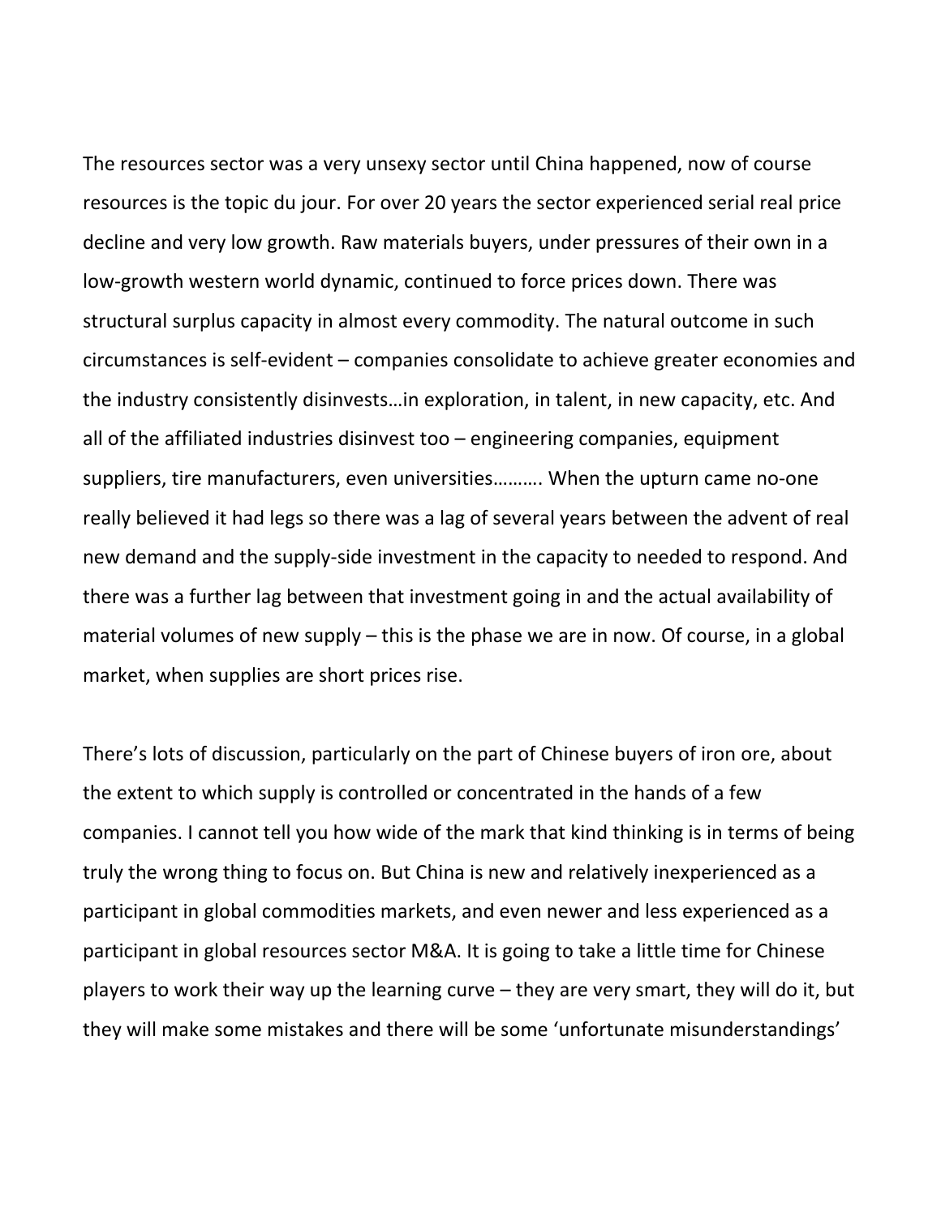The resources sector was a very unsexy sector until China happened, now of course resources is the topic du jour. For over 20 years the sector experienced serial real price decline and very low growth. Raw materials buyers, under pressures of their own in a low-growth western world dynamic, continued to force prices down. There was structural surplus capacity in almost every commodity. The natural outcome in such circumstances is self-evident – companies consolidate to achieve greater economies and the industry consistently disinvests…in exploration, in talent, in new capacity, etc. And all of the affiliated industries disinvest too – engineering companies, equipment suppliers, tire manufacturers, even universities………. When the upturn came no-one really believed it had legs so there was a lag of several years between the advent of real new demand and the supply-side investment in the capacity to needed to respond. And there was a further lag between that investment going in and the actual availability of material volumes of new supply – this is the phase we are in now. Of course, in a global market, when supplies are short prices rise.

There's lots of discussion, particularly on the part of Chinese buyers of iron ore, about the extent to which supply is controlled or concentrated in the hands of a few companies. I cannot tell you how wide of the mark that kind thinking is in terms of being truly the wrong thing to focus on. But China is new and relatively inexperienced as a participant in global commodities markets, and even newer and less experienced as a participant in global resources sector M&A. It is going to take a little time for Chinese players to work their way up the learning curve – they are very smart, they will do it, but they will make some mistakes and there will be some 'unfortunate misunderstandings'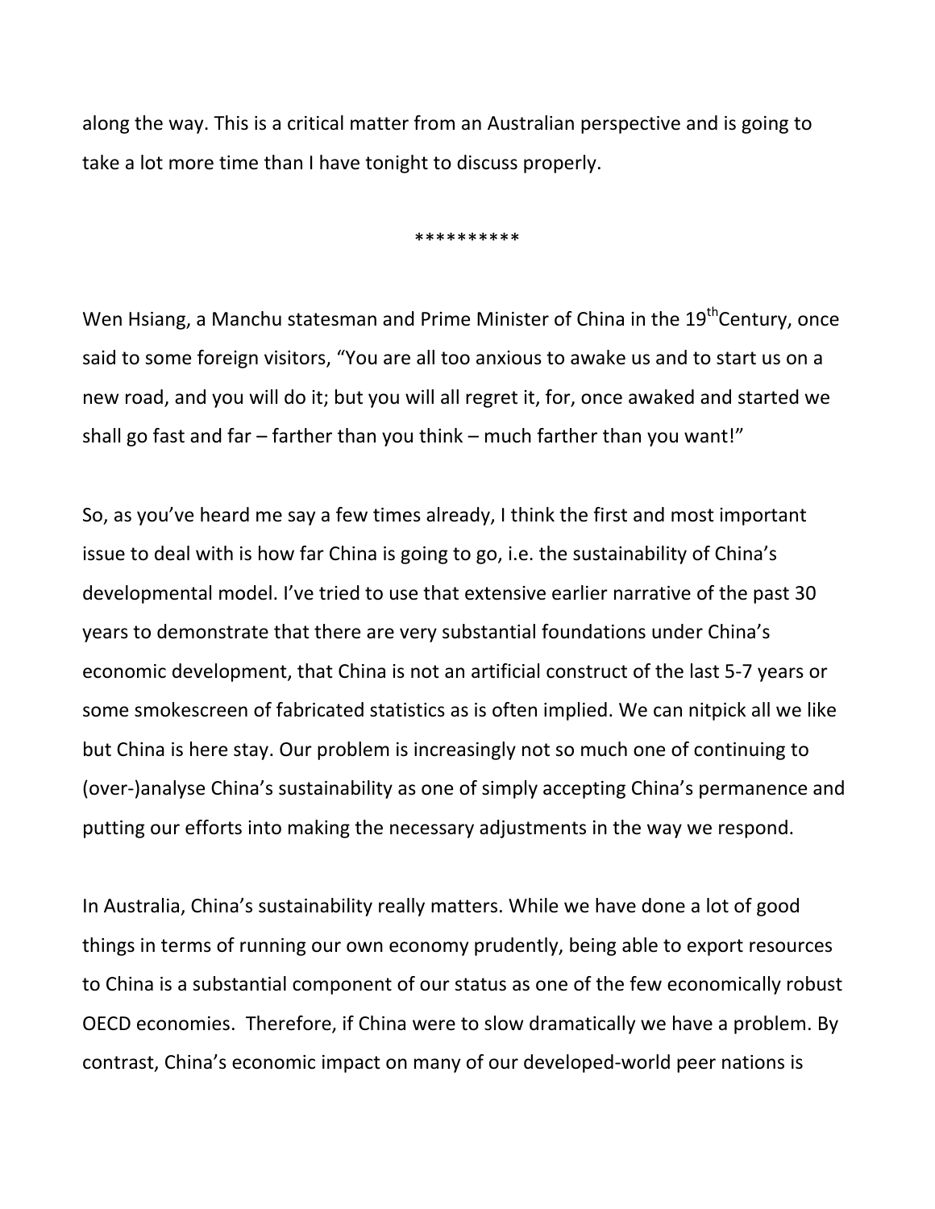along the way. This is a critical matter from an Australian perspective and is going to take a lot more time than I have tonight to discuss properly.

**********

Wen Hsiang, a Manchu statesman and Prime Minister of China in the 19th Century, once said to some foreign visitors, "You are all too anxious to awake us and to start us on a new road, and you will do it; but you will all regret it, for, once awaked and started we shall go fast and far – farther than you think – much farther than you want!"

So, as you've heard me say a few times already, I think the first and most important issue to deal with is how far China is going to go, i.e. the sustainability of China's developmental model. I've tried to use that extensive earlier narrative of the past 30 years to demonstrate that there are very substantial foundations under China's economic development, that China is not an artificial construct of the last 5-7 years or some smokescreen of fabricated statistics as is often implied. We can nitpick all we like but China is here stay. Our problem is increasingly not so much one of continuing to (over-)analyse China's sustainability as one of simply accepting China's permanence and putting our efforts into making the necessary adjustments in the way we respond.

In Australia, China's sustainability really matters. While we have done a lot of good things in terms of running our own economy prudently, being able to export resources to China is a substantial component of our status as one of the few economically robust OECD economies. Therefore, if China were to slow dramatically we have a problem. By contrast, China's economic impact on many of our developed-world peer nations is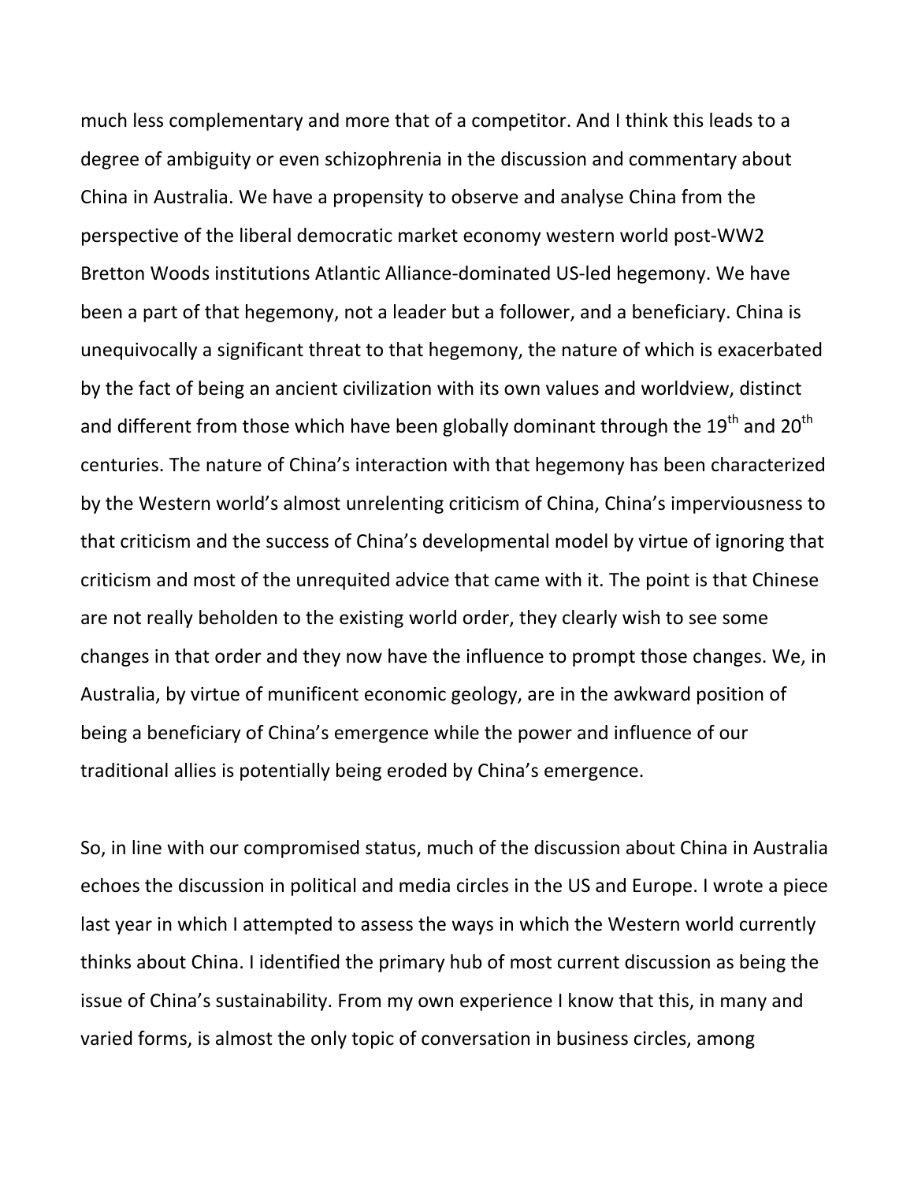much less complementary and more that of a competitor. And I think this leads to a degree of ambiguity or even schizophrenia in the discussion and commentary about China in Australia. We have a propensity to observe and analyse China from the perspective of the liberal democratic market economy western world post-WW2 Bretton Woods institutions Atlantic Alliance-dominated US-led hegemony. We have been a part of that hegemony, not a leader but a follower, and a beneficiary. China is unequivocally a significant threat to that hegemony, the nature of which is exacerbated by the fact of being an ancient civilization with its own values and worldview, distinct and different from those which have been globally dominant through the 19th and 20th centuries. The nature of China's interaction with that hegemony has been characterized by the Western world's almost unrelenting criticism of China, China's imperviousness to that criticism and the success of China's developmental model by virtue of ignoring that criticism and most of the unrequited advice that came with it. The point is that Chinese are not really beholden to the existing world order, they clearly wish to see some changes in that order and they now have the influence to prompt those changes. We, in Australia, by virtue of munificent economic geology, are in the awkward position of being a beneficiary of China's emergence while the power and influence of our traditional allies is potentially being eroded by China's emergence.

So, in line with our compromised status, much of the discussion about China in Australia echoes the discussion in political and media circles in the US and Europe. I wrote a piece last year in which I attempted to assess the ways in which the Western world currently thinks about China. I identified the primary hub of most current discussion as being the issue of China's sustainability. From my own experience I know that this, in many and varied forms, is almost the only topic of conversation in business circles, among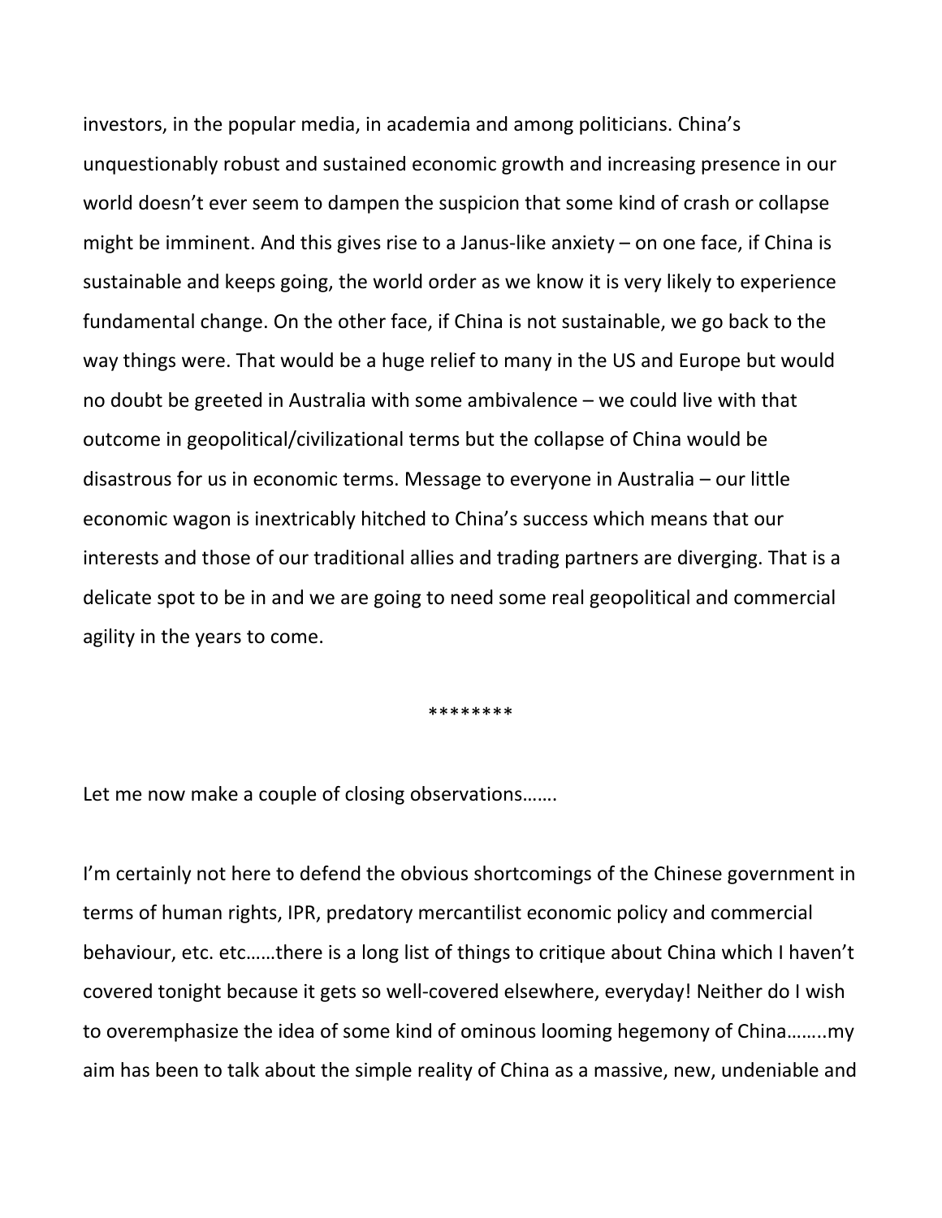investors, in the popular media, in academia and among politicians. China's unquestionably robust and sustained economic growth and increasing presence in our world doesn't ever seem to dampen the suspicion that some kind of crash or collapse might be imminent. And this gives rise to a Janus-like anxiety – on one face, if China is sustainable and keeps going, the world order as we know it is very likely to experience fundamental change. On the other face, if China is not sustainable, we go back to the way things were. That would be a huge relief to many in the US and Europe but would no doubt be greeted in Australia with some ambivalence – we could live with that outcome in geopolitical/civilizational terms but the collapse of China would be disastrous for us in economic terms. Message to everyone in Australia – our little economic wagon is inextricably hitched to China's success which means that our interests and those of our traditional allies and trading partners are diverging. That is a delicate spot to be in and we are going to need some real geopolitical and commercial agility in the years to come.

********

Let me now make a couple of closing observations…….

I'm certainly not here to defend the obvious shortcomings of the Chinese government in terms of human rights, IPR, predatory mercantilist economic policy and commercial behaviour, etc. etc……there is a long list of things to critique about China which I haven't covered tonight because it gets so well-covered elsewhere, everyday! Neither do I wish to overemphasize the idea of some kind of ominous looming hegemony of China……..my aim has been to talk about the simple reality of China as a massive, new, undeniable and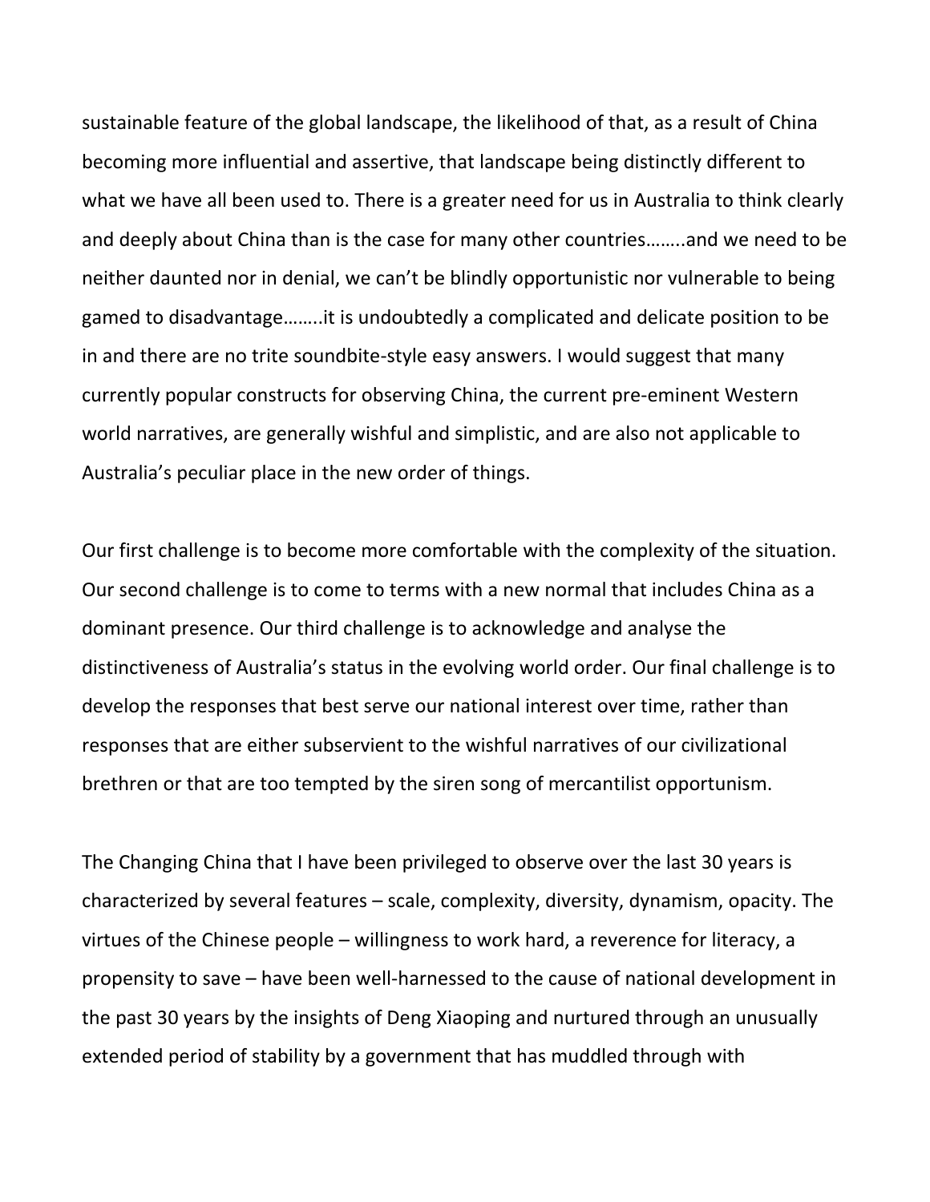sustainable feature of the global landscape, the likelihood of that, as a result of China becoming more influential and assertive, that landscape being distinctly different to what we have all been used to. There is a greater need for us in Australia to think clearly and deeply about China than is the case for many other countries……..and we need to be neither daunted nor in denial, we can't be blindly opportunistic nor vulnerable to being gamed to disadvantage……..it is undoubtedly a complicated and delicate position to be in and there are no trite soundbite-style easy answers. I would suggest that many currently popular constructs for observing China, the current pre-eminent Western world narratives, are generally wishful and simplistic, and are also not applicable to Australia's peculiar place in the new order of things.

Our first challenge is to become more comfortable with the complexity of the situation. Our second challenge is to come to terms with a new normal that includes China as a dominant presence. Our third challenge is to acknowledge and analyse the distinctiveness of Australia's status in the evolving world order. Our final challenge is to develop the responses that best serve our national interest over time, rather than responses that are either subservient to the wishful narratives of our civilizational brethren or that are too tempted by the siren song of mercantilist opportunism.

The Changing China that I have been privileged to observe over the last 30 years is characterized by several features – scale, complexity, diversity, dynamism, opacity. The virtues of the Chinese people – willingness to work hard, a reverence for literacy, a propensity to save – have been well-harnessed to the cause of national development in the past 30 years by the insights of Deng Xiaoping and nurtured through an unusually extended period of stability by a government that has muddled through with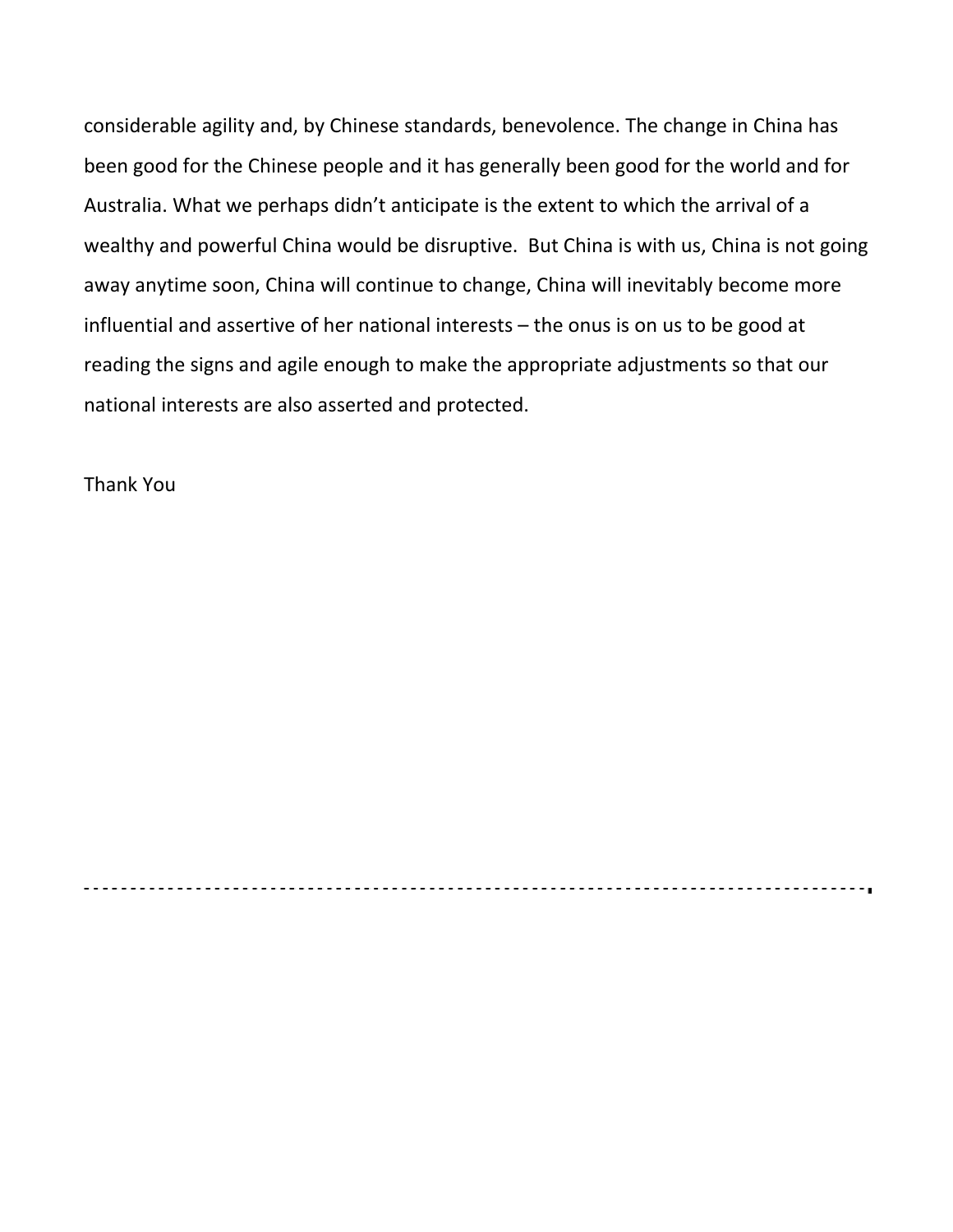considerable agility and, by Chinese standards, benevolence. The change in China has been good for the Chinese people and it has generally been good for the world and for Australia. What we perhaps didn't anticipate is the extent to which the arrival of a wealthy and powerful China would be disruptive. But China is with us, China is not going away anytime soon, China will continue to change, China will inevitably become more influential and assertive of her national interests – the onus is on us to be good at reading the signs and agile enough to make the appropriate adjustments so that our national interests are also asserted and protected.

Thank You